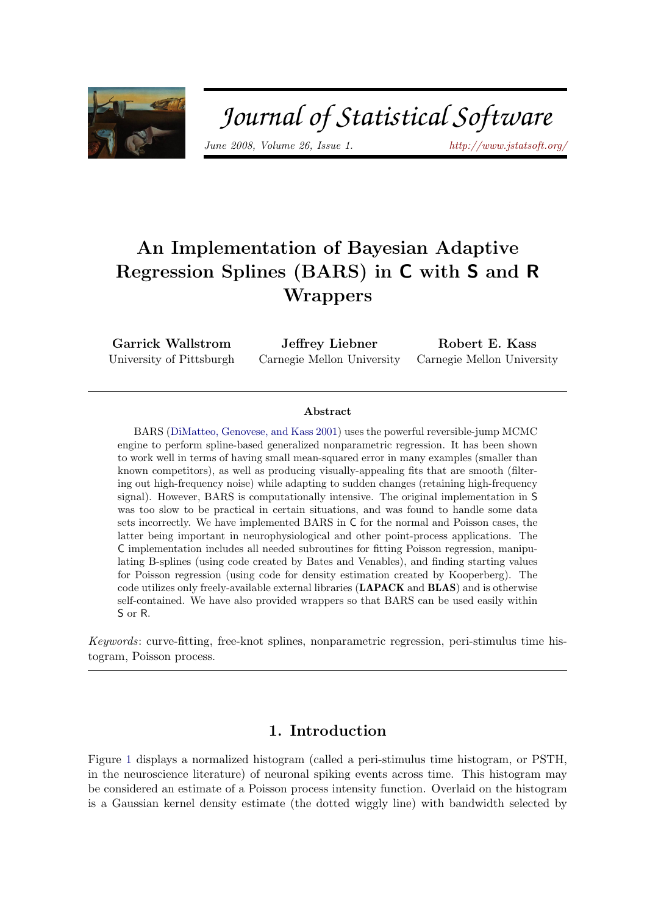# An Implementation of Bayesian Adaptive Regression Splines (BARS) in C with S and R Wrappers

**Garrick Wallstrom**
University of Pittsburgh

**Jeffrey Liebner**
Carnegie Mellon University

**Robert E. Kass**
Carnegie Mellon University

## Abstract

BARS (DiMatteo, Genovese, and Kass 2001) uses the powerful reversible-jump MCMC engine to perform spline-based generalized nonparametric regression. It has been shown to work well in terms of having small mean-squared error in many examples (smaller than known competitors), as well as producing visually-appealing fits that are smooth (filtering out high-frequency noise) while adapting to sudden changes (retaining high-frequency signal). However, BARS is computationally intensive. The original implementation in S was too slow to be practical in certain situations, and was found to handle some data sets incorrectly. We have implemented BARS in C for the normal and Poisson cases, the latter being important in neurophysiological and other point-process applications. The C implementation includes all needed subroutines for fitting Poisson regression, manipulating B-splines (using code created by Bates and Venables), and finding starting values for Poisson regression (using code for density estimation created by Kooperberg). The code utilizes only freely-available external libraries (**LAPACK** and **BLAS**) and is otherwise self-contained. We have also provided wrappers so that BARS can be used easily within S or R.

*Keywords*: curve-fitting, free-knot splines, nonparametric regression, peri-stimulus time histogram, Poisson process.

## 1. Introduction

Figure 1 displays a normalized histogram (called a peri-stimulus time histogram, or PSTH, in the neuroscience literature) of neuronal spiking events across time. This histogram may be considered an estimate of a Poisson process intensity function. Overlaid on the histogram is a Gaussian kernel density estimate (the dotted wiggly line) with bandwidth selected by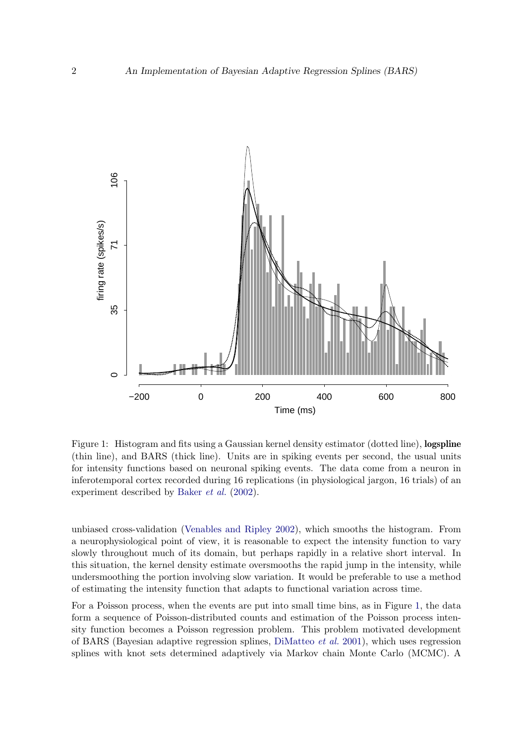Figure 1: Histogram and fits using a Gaussian kernel density estimator (dotted line), **logspline** (thin line), and BARS (thick line). Units are in spiking events per second, the usual units for intensity functions based on neuronal spiking events. The data come from a neuron in inferotemporal cortex recorded during 16 replications (in physiological jargon, 16 trials) of an experiment described by Baker *et al.* (2002).

unbiased cross-validation (Venables and Ripley 2002), which smooths the histogram. From a neurophysiological point of view, it is reasonable to expect the intensity function to vary slowly throughout much of its domain, but perhaps rapidly in a relative short interval. In this situation, the kernel density estimate oversmooths the rapid jump in the intensity, while undersmoothing the portion involving slow variation. It would be preferable to use a method of estimating the intensity function that adapts to functional variation across time.

For a Poisson process, when the events are put into small time bins, as in Figure 1, the data form a sequence of Poisson-distributed counts and estimation of the Poisson process intensity function becomes a Poisson regression problem. This problem motivated development of BARS (Bayesian adaptive regression splines, DiMatteo *et al.* 2001), which uses regression splines with knot sets determined adaptively via Markov chain Monte Carlo (MCMC). A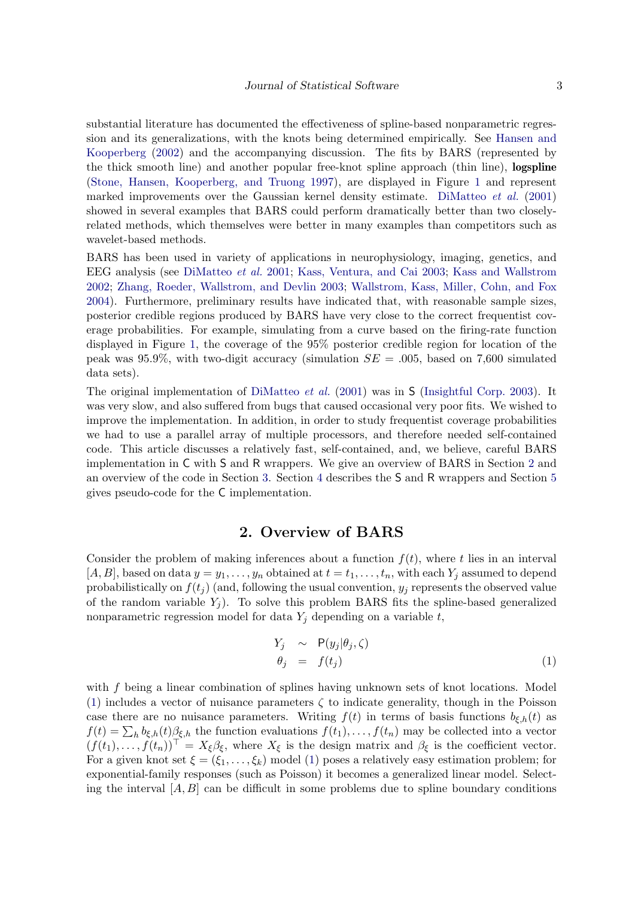substantial literature has documented the effectiveness of spline-based nonparametric regression and its generalizations, with the knots being determined empirically. See Hansen and Kooperberg (2002) and the accompanying discussion. The fits by BARS (represented by the thick smooth line) and another popular free-knot spline approach (thin line), **logspline** (Stone, Hansen, Kooperberg, and Truong 1997), are displayed in Figure 1 and represent marked improvements over the Gaussian kernel density estimate. DiMatteo *et al.* (2001) showed in several examples that BARS could perform dramatically better than two closely-related methods, which themselves were better in many examples than competitors such as wavelet-based methods.

BARS has been used in variety of applications in neurophysiology, imaging, genetics, and EEG analysis (see DiMatteo *et al.* 2001; Kass, Ventura, and Cai 2003; Kass and Wallstrom 2002; Zhang, Roeder, Wallstrom, and Devlin 2003; Wallstrom, Kass, Miller, Cohn, and Fox 2004). Furthermore, preliminary results have indicated that, with reasonable sample sizes, posterior credible regions produced by BARS have very close to the correct frequentist coverage probabilities. For example, simulating from a curve based on the firing-rate function displayed in Figure 1, the coverage of the 95% posterior credible region for location of the peak was 95.9%, with two-digit accuracy (simulation $SE = .005$, based on 7,600 simulated data sets).

The original implementation of DiMatteo *et al.* (2001) was in S (Insightful Corp. 2003). It was very slow, and also suffered from bugs that caused occasional very poor fits. We wished to improve the implementation. In addition, in order to study frequentist coverage probabilities we had to use a parallel array of multiple processors, and therefore needed self-contained code. This article discusses a relatively fast, self-contained, and, we believe, careful BARS implementation in C with S and R wrappers. We give an overview of BARS in Section 2 and an overview of the code in Section 3. Section 4 describes the S and R wrappers and Section 5 gives pseudo-code for the C implementation.

## 2. Overview of BARS

Consider the problem of making inferences about a function $f(t)$, where $t$ lies in an interval $[A, B]$, based on data $y = y_1, \ldots, y_n$ obtained at $t = t_1, \ldots, t_n$, with each $Y_j$ assumed to depend probabilistically on $f(t_j)$ (and, following the usual convention, $y_j$ represents the observed value of the random variable $Y_j$). To solve this problem BARS fits the spline-based generalized nonparametric regression model for data $Y_j$ depending on a variable $t$,

$$
\begin{aligned}
Y_j &\sim \mathsf{P}(y_j|\theta_j, \zeta) \\
\theta_j &= f(t_j)
\end{aligned}
\tag{1}
$$

with $f$ being a linear combination of splines having unknown sets of knot locations. Model (1) includes a vector of nuisance parameters $\zeta$ to indicate generality, though in the Poisson case there are no nuisance parameters. Writing $f(t)$ in terms of basis functions $b_{\xi,h}(t)$ as $f(t) = \sum_h b_{\xi,h}(t)\beta_{\xi,h}$ the function evaluations $f(t_1), \ldots, f(t_n)$ may be collected into a vector $(f(t_1), \ldots, f(t_n))^\top = X_\xi \beta_\xi$, where $X_\xi$ is the design matrix and $\beta_\xi$ is the coefficient vector. For a given knot set $\xi = (\xi_1, \ldots, \xi_k)$ model (1) poses a relatively easy estimation problem; for exponential-family responses (such as Poisson) it becomes a generalized linear model. Selecting the interval $[A, B]$ can be difficult in some problems due to spline boundary conditions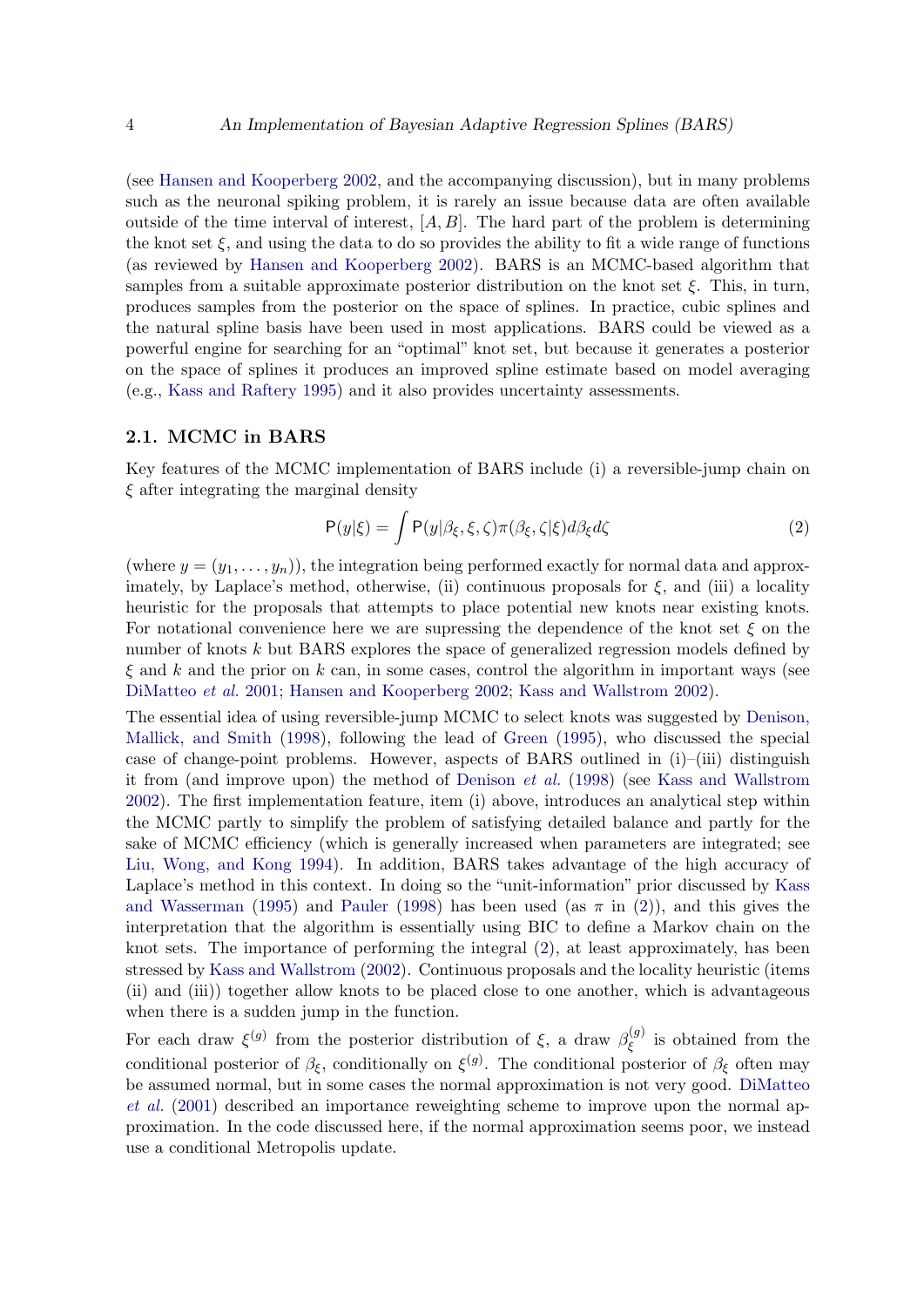(see Hansen and Kooperberg 2002, and the accompanying discussion), but in many problems such as the neuronal spiking problem, it is rarely an issue because data are often available outside of the time interval of interest, $[A, B]$. The hard part of the problem is determining the knot set $\xi$, and using the data to do so provides the ability to fit a wide range of functions (as reviewed by Hansen and Kooperberg 2002). BARS is an MCMC-based algorithm that samples from a suitable approximate posterior distribution on the knot set $\xi$. This, in turn, produces samples from the posterior on the space of splines. In practice, cubic splines and the natural spline basis have been used in most applications. BARS could be viewed as a powerful engine for searching for an "optimal" knot set, but because it generates a posterior on the space of splines it produces an improved spline estimate based on model averaging (e.g., Kass and Raftery 1995) and it also provides uncertainty assessments.

## 2.1. MCMC in BARS

Key features of the MCMC implementation of BARS include (i) a reversible-jump chain on $\xi$ after integrating the marginal density

$$\mathsf{P}(y|\xi) = \int \mathsf{P}(y|\beta_\xi, \xi, \zeta)\pi(\beta_\xi, \zeta|\xi)d\beta_\xi d\zeta \tag{2}$$

(where $y = (y_1, \ldots, y_n)$), the integration being performed exactly for normal data and approximately, by Laplace's method, otherwise, (ii) continuous proposals for $\xi$, and (iii) a locality heuristic for the proposals that attempts to place potential new knots near existing knots. For notational convenience here we are supressing the dependence of the knot set $\xi$ on the number of knots $k$ but BARS explores the space of generalized regression models defined by $\xi$ and $k$ and the prior on $k$ can, in some cases, control the algorithm in important ways (see DiMatteo *et al.* 2001; Hansen and Kooperberg 2002; Kass and Wallstrom 2002).

The essential idea of using reversible-jump MCMC to select knots was suggested by Denison, Mallick, and Smith (1998), following the lead of Green (1995), who discussed the special case of change-point problems. However, aspects of BARS outlined in (i)–(iii) distinguish it from (and improve upon) the method of Denison *et al.* (1998) (see Kass and Wallstrom 2002). The first implementation feature, item (i) above, introduces an analytical step within the MCMC partly to simplify the problem of satisfying detailed balance and partly for the sake of MCMC efficiency (which is generally increased when parameters are integrated; see Liu, Wong, and Kong 1994). In addition, BARS takes advantage of the high accuracy of Laplace's method in this context. In doing so the "unit-information" prior discussed by Kass and Wasserman (1995) and Pauler (1998) has been used (as $\pi$ in (2)), and this gives the interpretation that the algorithm is essentially using BIC to define a Markov chain on the knot sets. The importance of performing the integral (2), at least approximately, has been stressed by Kass and Wallstrom (2002). Continuous proposals and the locality heuristic (items (ii) and (iii)) together allow knots to be placed close to one another, which is advantageous when there is a sudden jump in the function.

For each draw $\xi^{(g)}$ from the posterior distribution of $\xi$, a draw $\beta_\xi^{(g)}$ is obtained from the conditional posterior of $\beta_\xi$, conditionally on $\xi^{(g)}$. The conditional posterior of $\beta_\xi$ often may be assumed normal, but in some cases the normal approximation is not very good. DiMatteo *et al.* (2001) described an importance reweighting scheme to improve upon the normal approximation. In the code discussed here, if the normal approximation seems poor, we instead use a conditional Metropolis update.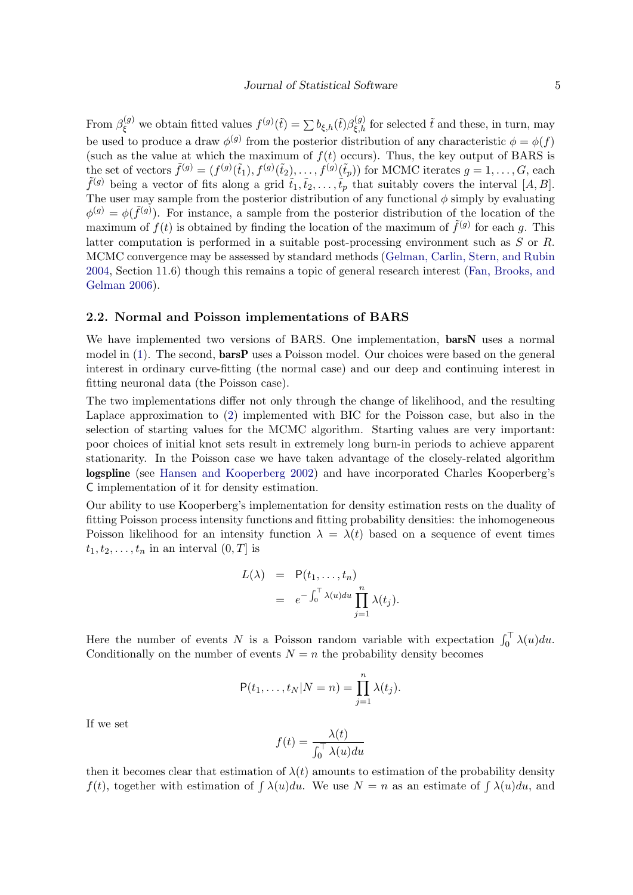From $\beta_\xi^{(g)}$ we obtain fitted values $f^{(g)}(\tilde{t}) = \sum b_{\xi,h}(\tilde{t})\beta_{\xi,h}^{(g)}$ for selected $\tilde{t}$ and these, in turn, may be used to produce a draw $\phi^{(g)}$ from the posterior distribution of any characteristic $\phi = \phi(f)$ (such as the value at which the maximum of $f(t)$ occurs). Thus, the key output of BARS is the set of vectors $\tilde{f}^{(g)} = (f^{(g)}(\tilde{t}_1), f^{(g)}(\tilde{t}_2), \ldots, f^{(g)}(\tilde{t}_p))$ for MCMC iterates $g = 1, \ldots, G$, each $\tilde{f}^{(g)}$ being a vector of fits along a grid $\tilde{t}_1, \tilde{t}_2, \ldots, \tilde{t}_p$ that suitably covers the interval $[A, B]$. The user may sample from the posterior distribution of any functional $\phi$ simply by evaluating $\phi^{(g)} = \phi(\tilde{f}^{(g)})$. For instance, a sample from the posterior distribution of the location of the maximum of $f(t)$ is obtained by finding the location of the maximum of $\tilde{f}^{(g)}$ for each $g$. This latter computation is performed in a suitable post-processing environment such as *S* or *R*. MCMC convergence may be assessed by standard methods (Gelman, Carlin, Stern, and Rubin 2004, Section 11.6) though this remains a topic of general research interest (Fan, Brooks, and Gelman 2006).

## 2.2. Normal and Poisson implementations of BARS

We have implemented two versions of BARS. One implementation, **barsN** uses a normal model in (1). The second, **barsP** uses a Poisson model. Our choices were based on the general interest in ordinary curve-fitting (the normal case) and our deep and continuing interest in fitting neuronal data (the Poisson case).

The two implementations differ not only through the change of likelihood, and the resulting Laplace approximation to (2) implemented with BIC for the Poisson case, but also in the selection of starting values for the MCMC algorithm. Starting values are very important: poor choices of initial knot sets result in extremely long burn-in periods to achieve apparent stationarity. In the Poisson case we have taken advantage of the closely-related algorithm **logspline** (see Hansen and Kooperberg 2002) and have incorporated Charles Kooperberg's C implementation of it for density estimation.

Our ability to use Kooperberg's implementation for density estimation rests on the duality of fitting Poisson process intensity functions and fitting probability densities: the inhomogeneous Poisson likelihood for an intensity function $\lambda = \lambda(t)$ based on a sequence of event times $t_1, t_2, \ldots, t_n$ in an interval $(0, T]$ is

$$
\begin{aligned}
L(\lambda) &= \mathsf{P}(t_1, \ldots, t_n) \\
&= e^{-\int_0^\top \lambda(u)du} \prod_{j=1}^{n} \lambda(t_j).
\end{aligned}
$$

Here the number of events $N$ is a Poisson random variable with expectation $\int_0^\top \lambda(u)du$. Conditionally on the number of events $N = n$ the probability density becomes

$$
\mathsf{P}(t_1, \ldots, t_N | N = n) = \prod_{j=1}^{n} \lambda(t_j).
$$

If we set

$$
f(t) = \frac{\lambda(t)}{\int_0^\top \lambda(u)du}
$$

then it becomes clear that estimation of $\lambda(t)$ amounts to estimation of the probability density $f(t)$, together with estimation of $\int \lambda(u)du$. We use $N = n$ as an estimate of $\int \lambda(u)du$, and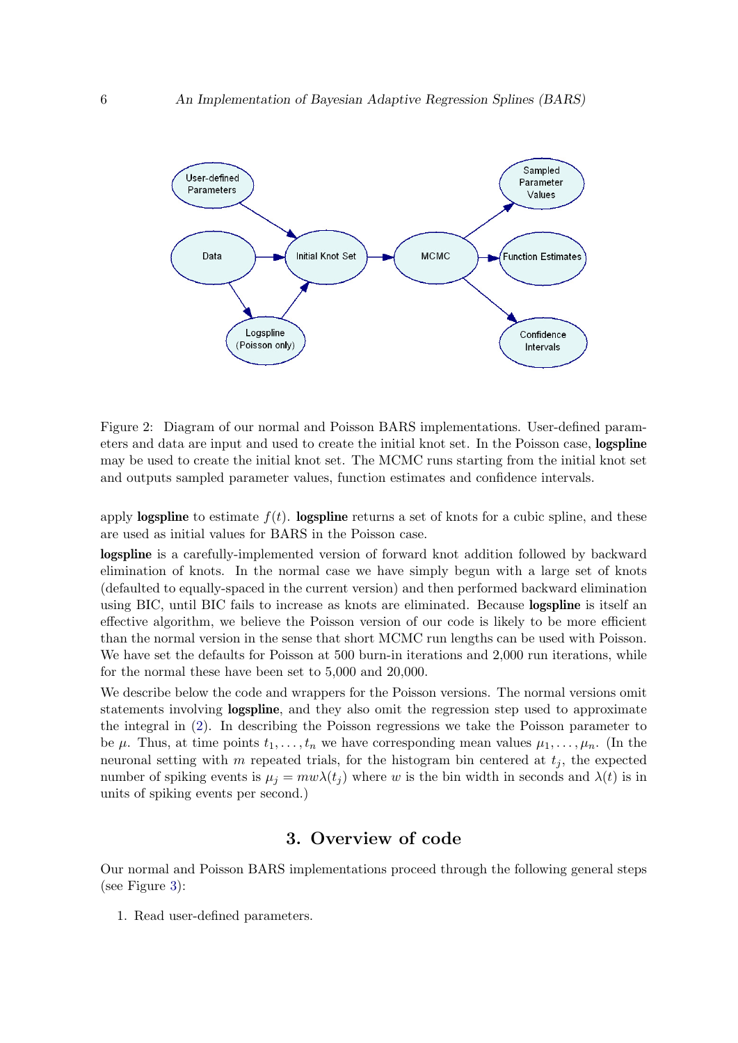Figure 2: Diagram of our normal and Poisson BARS implementations. User-defined parameters and data are input and used to create the initial knot set. In the Poisson case, **logspline** may be used to create the initial knot set. The MCMC runs starting from the initial knot set and outputs sampled parameter values, function estimates and confidence intervals.

apply **logspline** to estimate $f(t)$. **logspline** returns a set of knots for a cubic spline, and these are used as initial values for BARS in the Poisson case.

**logspline** is a carefully-implemented version of forward knot addition followed by backward elimination of knots. In the normal case we have simply begun with a large set of knots (defaulted to equally-spaced in the current version) and then performed backward elimination using BIC, until BIC fails to increase as knots are eliminated. Because **logspline** is itself an effective algorithm, we believe the Poisson version of our code is likely to be more efficient than the normal version in the sense that short MCMC run lengths can be used with Poisson. We have set the defaults for Poisson at 500 burn-in iterations and 2,000 run iterations, while for the normal these have been set to 5,000 and 20,000.

We describe below the code and wrappers for the Poisson versions. The normal versions omit statements involving **logspline**, and they also omit the regression step used to approximate the integral in (2). In describing the Poisson regressions we take the Poisson parameter to be $\mu$. Thus, at time points $t_1, \ldots, t_n$ we have corresponding mean values $\mu_1, \ldots, \mu_n$. (In the neuronal setting with $m$ repeated trials, for the histogram bin centered at $t_j$, the expected number of spiking events is $\mu_j = mw\lambda(t_j)$ where $w$ is the bin width in seconds and $\lambda(t)$ is in units of spiking events per second.)

## 3. Overview of code

Our normal and Poisson BARS implementations proceed through the following general steps (see Figure 3):

1. Read user-defined parameters.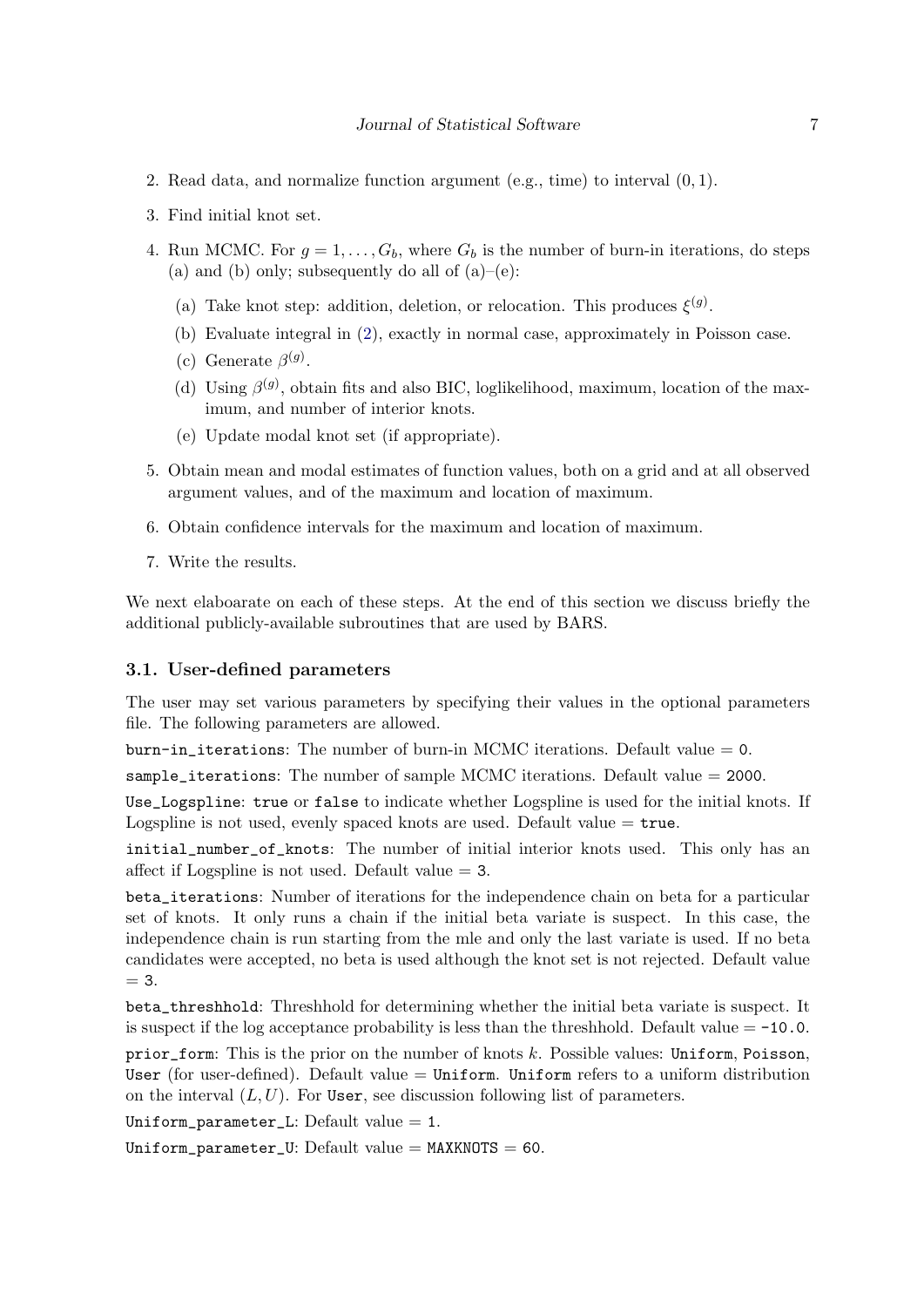2. Read data, and normalize function argument (e.g., time) to interval $(0, 1)$.
3. Find initial knot set.
4. Run MCMC. For $g = 1, \ldots, G_b$, where $G_b$ is the number of burn-in iterations, do steps (a) and (b) only; subsequently do all of (a)–(e):
   (a) Take knot step: addition, deletion, or relocation. This produces $\xi^{(g)}$.
   (b) Evaluate integral in (2), exactly in normal case, approximately in Poisson case.
   (c) Generate $\beta^{(g)}$.
   (d) Using $\beta^{(g)}$, obtain fits and also BIC, loglikelihood, maximum, location of the maximum, and number of interior knots.
   (e) Update modal knot set (if appropriate).
5. Obtain mean and modal estimates of function values, both on a grid and at all observed argument values, and of the maximum and location of maximum.
6. Obtain confidence intervals for the maximum and location of maximum.
7. Write the results.

We next elaboarate on each of these steps. At the end of this section we discuss briefly the additional publicly-available subroutines that are used by BARS.

### 3.1. User-defined parameters

The user may set various parameters by specifying their values in the optional parameters file. The following parameters are allowed.

`burn-in_iterations`: The number of burn-in MCMC iterations. Default value = `0`.

`sample_iterations`: The number of sample MCMC iterations. Default value = `2000`.

`Use_Logspline`: `true` or `false` to indicate whether Logspline is used for the initial knots. If Logspline is not used, evenly spaced knots are used. Default value = `true`.

`initial_number_of_knots`: The number of initial interior knots used. This only has an affect if Logspline is not used. Default value = `3`.

`beta_iterations`: Number of iterations for the independence chain on beta for a particular set of knots. It only runs a chain if the initial beta variate is suspect. In this case, the independence chain is run starting from the mle and only the last variate is used. If no beta candidates were accepted, no beta is used although the knot set is not rejected. Default value = `3`.

`beta_threshhold`: Threshhold for determining whether the initial beta variate is suspect. It is suspect if the log acceptance probability is less than the threshhold. Default value = `-10.0`.

`prior_form`: This is the prior on the number of knots $k$. Possible values: `Uniform`, `Poisson`, `User` (for user-defined). Default value = `Uniform`. `Uniform` refers to a uniform distribution on the interval $(L, U)$. For `User`, see discussion following list of parameters.

`Uniform_parameter_L`: Default value = `1`.

`Uniform_parameter_U`: Default value = `MAXKNOTS` = `60`.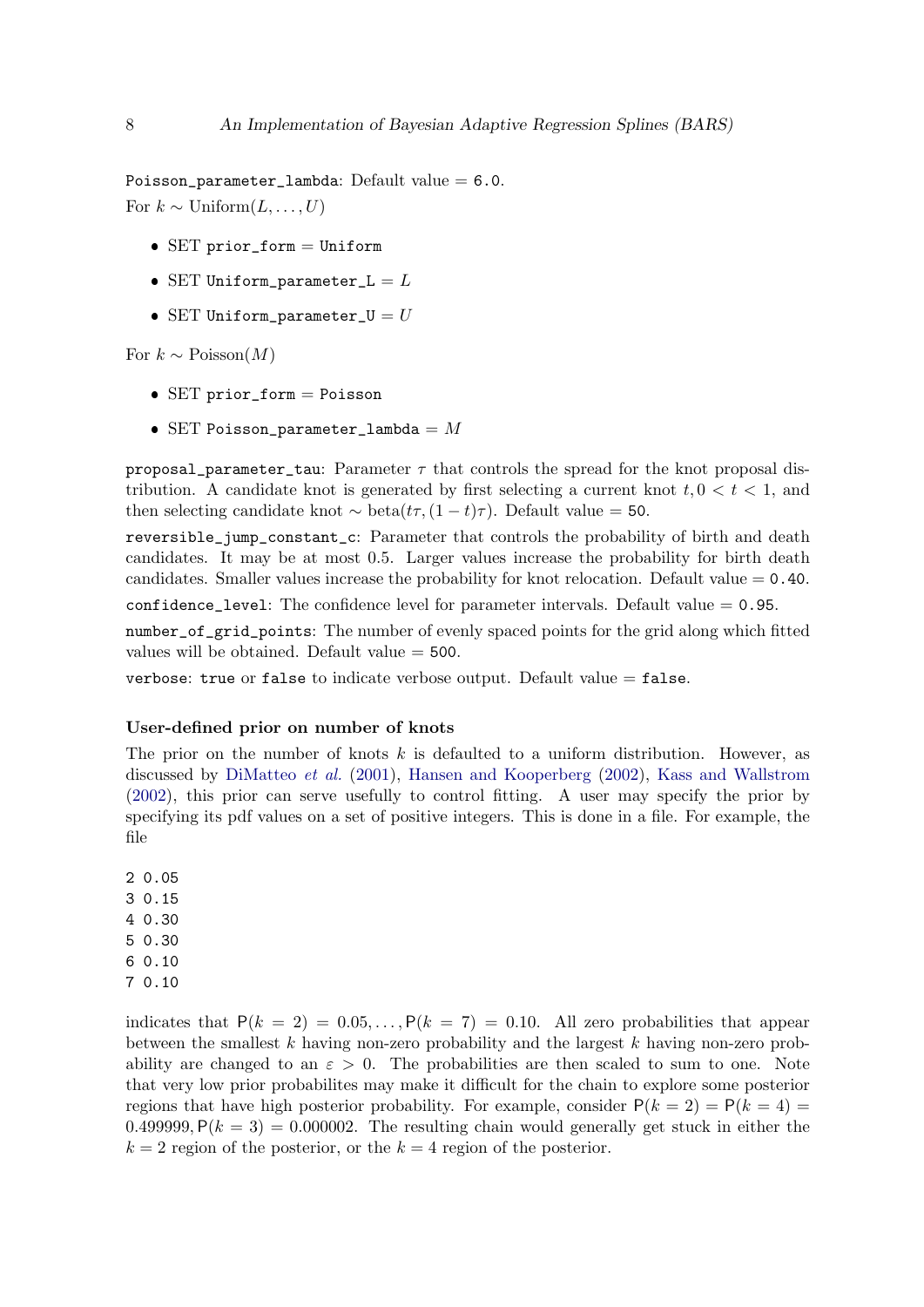`Poisson_parameter_lambda`: Default value = `6.0`.

For $k \sim \text{Uniform}(L, \ldots, U)$

- SET `prior_form` = `Uniform`
- SET `Uniform_parameter_L` = $L$
- SET `Uniform_parameter_U` = $U$

For $k \sim \text{Poisson}(M)$

- SET `prior_form` = `Poisson`
- SET `Poisson_parameter_lambda` = $M$

`proposal_parameter_tau`: Parameter $\tau$ that controls the spread for the knot proposal distribution. A candidate knot is generated by first selecting a current knot $t, 0 < t < 1$, and then selecting candidate knot $\sim \text{beta}(t\tau, (1-t)\tau)$. Default value = `50`.

`reversible_jump_constant_c`: Parameter that controls the probability of birth and death candidates. It may be at most 0.5. Larger values increase the probability for birth death candidates. Smaller values increase the probability for knot relocation. Default value = `0.40`.

`confidence_level`: The confidence level for parameter intervals. Default value = `0.95`.

`number_of_grid_points`: The number of evenly spaced points for the grid along which fitted values will be obtained. Default value = `500`.

`verbose`: `true` or `false` to indicate verbose output. Default value = `false`.

### User-defined prior on number of knots

The prior on the number of knots $k$ is defaulted to a uniform distribution. However, as discussed by DiMatteo *et al.* (2001), Hansen and Kooperberg (2002), Kass and Wallstrom (2002), this prior can serve usefully to control fitting. A user may specify the prior by specifying its pdf values on a set of positive integers. This is done in a file. For example, the file

```
2 0.05
3 0.15
4 0.30
5 0.30
6 0.10
7 0.10
```

indicates that $\mathsf{P}(k = 2) = 0.05, \ldots, \mathsf{P}(k = 7) = 0.10$. All zero probabilities that appear between the smallest $k$ having non-zero probability and the largest $k$ having non-zero probability are changed to an $\varepsilon > 0$. The probabilities are then scaled to sum to one. Note that very low prior probabilites may make it difficult for the chain to explore some posterior regions that have high posterior probability. For example, consider $\mathsf{P}(k = 2) = \mathsf{P}(k = 4) = 0.499999, \mathsf{P}(k = 3) = 0.000002$. The resulting chain would generally get stuck in either the $k = 2$ region of the posterior, or the $k = 4$ region of the posterior.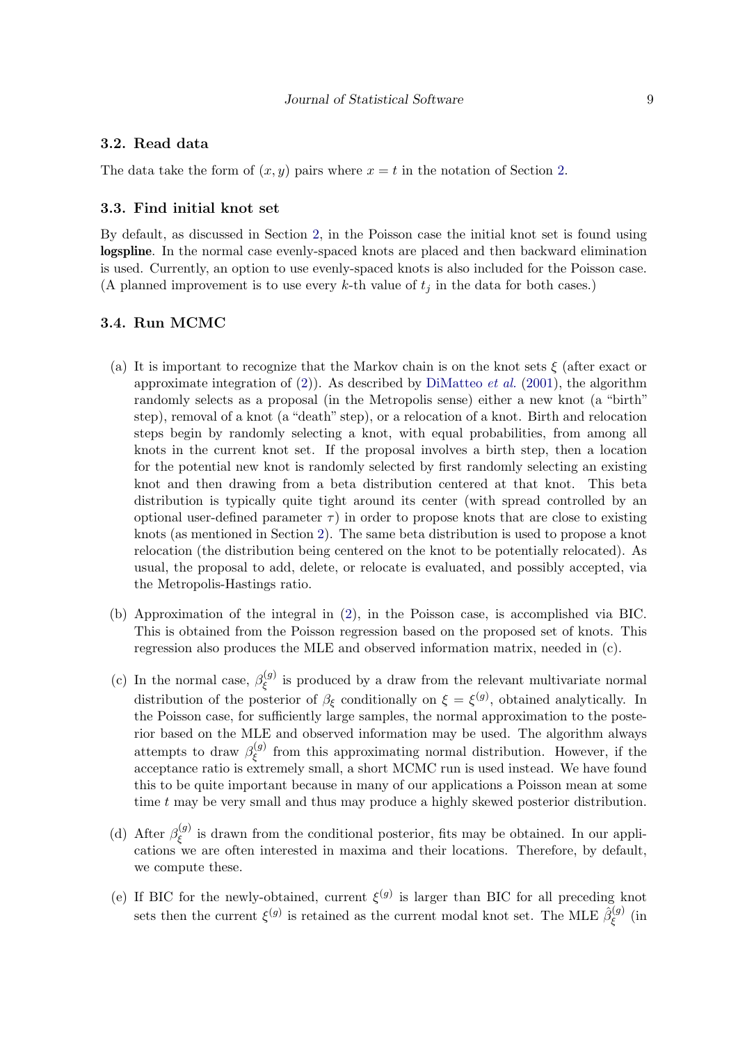### 3.2. Read data

The data take the form of $(x, y)$ pairs where $x = t$ in the notation of Section 2.

### 3.3. Find initial knot set

By default, as discussed in Section 2, in the Poisson case the initial knot set is found using **logspline**. In the normal case evenly-spaced knots are placed and then backward elimination is used. Currently, an option to use evenly-spaced knots is also included for the Poisson case. (A planned improvement is to use every $k$-th value of $t_j$ in the data for both cases.)

### 3.4. Run MCMC

(a) It is important to recognize that the Markov chain is on the knot sets $\xi$ (after exact or approximate integration of (2)). As described by DiMatteo *et al.* (2001), the algorithm randomly selects as a proposal (in the Metropolis sense) either a new knot (a "birth" step), removal of a knot (a "death" step), or a relocation of a knot. Birth and relocation steps begin by randomly selecting a knot, with equal probabilities, from among all knots in the current knot set. If the proposal involves a birth step, then a location for the potential new knot is randomly selected by first randomly selecting an existing knot and then drawing from a beta distribution centered at that knot. This beta distribution is typically quite tight around its center (with spread controlled by an optional user-defined parameter $\tau$) in order to propose knots that are close to existing knots (as mentioned in Section 2). The same beta distribution is used to propose a knot relocation (the distribution being centered on the knot to be potentially relocated). As usual, the proposal to add, delete, or relocate is evaluated, and possibly accepted, via the Metropolis-Hastings ratio.

(b) Approximation of the integral in (2), in the Poisson case, is accomplished via BIC. This is obtained from the Poisson regression based on the proposed set of knots. This regression also produces the MLE and observed information matrix, needed in (c).

(c) In the normal case, $\beta_\xi^{(g)}$ is produced by a draw from the relevant multivariate normal distribution of the posterior of $\beta_\xi$ conditionally on $\xi = \xi^{(g)}$, obtained analytically. In the Poisson case, for sufficiently large samples, the normal approximation to the posterior based on the MLE and observed information may be used. The algorithm always attempts to draw $\beta_\xi^{(g)}$ from this approximating normal distribution. However, if the acceptance ratio is extremely small, a short MCMC run is used instead. We have found this to be quite important because in many of our applications a Poisson mean at some time $t$ may be very small and thus may produce a highly skewed posterior distribution.

(d) After $\beta_\xi^{(g)}$ is drawn from the conditional posterior, fits may be obtained. In our applications we are often interested in maxima and their locations. Therefore, by default, we compute these.

(e) If BIC for the newly-obtained, current $\xi^{(g)}$ is larger than BIC for all preceding knot sets then the current $\xi^{(g)}$ is retained as the current modal knot set. The MLE $\hat{\beta}_\xi^{(g)}$ (in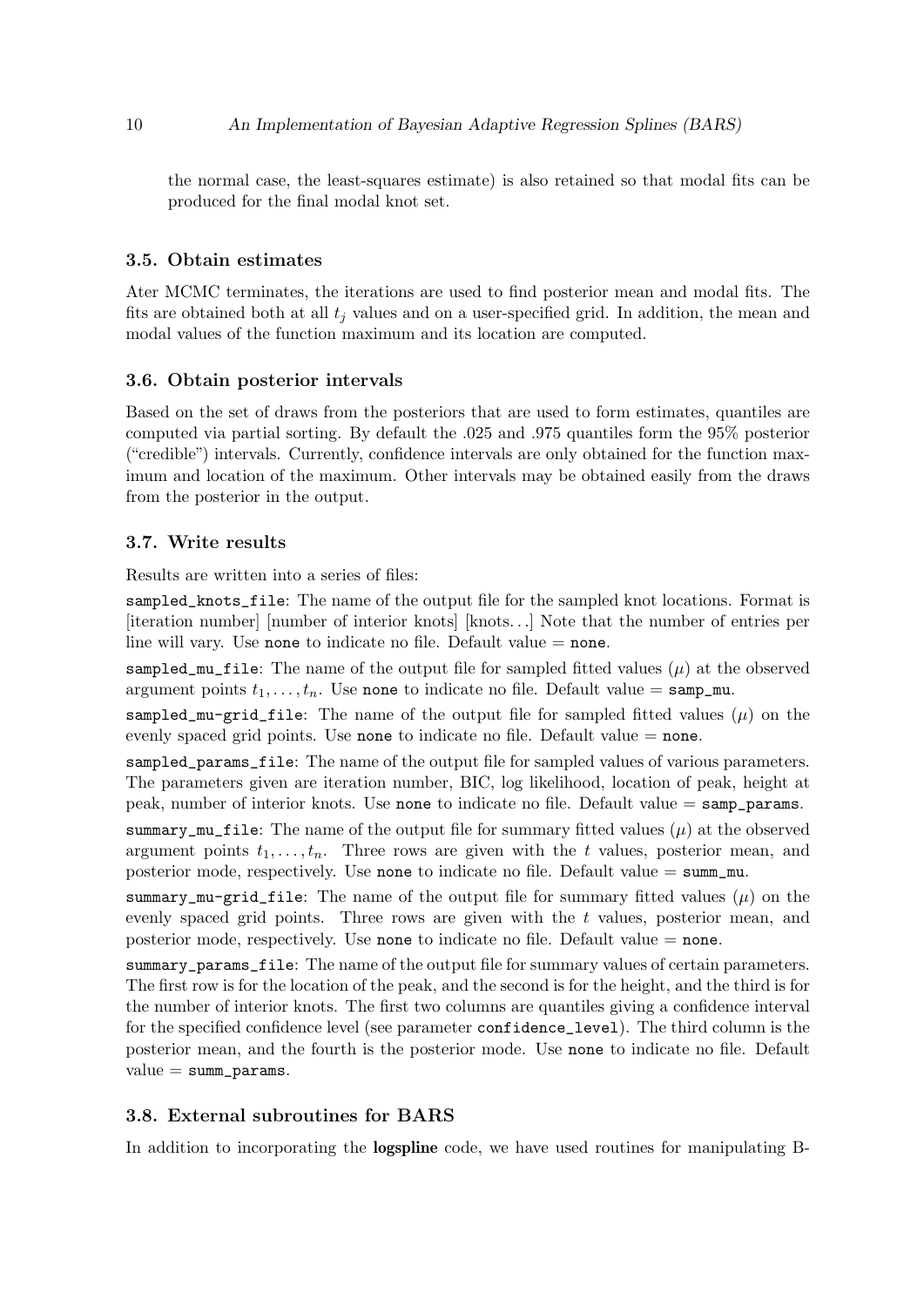the normal case, the least-squares estimate) is also retained so that modal fits can be produced for the final modal knot set.

### 3.5. Obtain estimates

Ater MCMC terminates, the iterations are used to find posterior mean and modal fits. The fits are obtained both at all $t_j$ values and on a user-specified grid. In addition, the mean and modal values of the function maximum and its location are computed.

### 3.6. Obtain posterior intervals

Based on the set of draws from the posteriors that are used to form estimates, quantiles are computed via partial sorting. By default the .025 and .975 quantiles form the 95% posterior ("credible") intervals. Currently, confidence intervals are only obtained for the function maximum and location of the maximum. Other intervals may be obtained easily from the draws from the posterior in the output.

### 3.7. Write results

Results are written into a series of files:

`sampled_knots_file`: The name of the output file for the sampled knot locations. Format is [iteration number] [number of interior knots] [knots...] Note that the number of entries per line will vary. Use `none` to indicate no file. Default value = `none`.

`sampled_mu_file`: The name of the output file for sampled fitted values ($\mu$) at the observed argument points $t_1, \ldots, t_n$. Use `none` to indicate no file. Default value = `samp_mu`.

`sampled_mu-grid_file`: The name of the output file for sampled fitted values ($\mu$) on the evenly spaced grid points. Use `none` to indicate no file. Default value = `none`.

`sampled_params_file`: The name of the output file for sampled values of various parameters. The parameters given are iteration number, BIC, log likelihood, location of peak, height at peak, number of interior knots. Use `none` to indicate no file. Default value = `samp_params`.

`summary_mu_file`: The name of the output file for summary fitted values ($\mu$) at the observed argument points $t_1, \ldots, t_n$. Three rows are given with the $t$ values, posterior mean, and posterior mode, respectively. Use `none` to indicate no file. Default value = `summ_mu`.

`summary_mu-grid_file`: The name of the output file for summary fitted values ($\mu$) on the evenly spaced grid points. Three rows are given with the $t$ values, posterior mean, and posterior mode, respectively. Use `none` to indicate no file. Default value = `none`.

`summary_params_file`: The name of the output file for summary values of certain parameters. The first row is for the location of the peak, and the second is for the height, and the third is for the number of interior knots. The first two columns are quantiles giving a confidence interval for the specified confidence level (see parameter `confidence_level`). The third column is the posterior mean, and the fourth is the posterior mode. Use `none` to indicate no file. Default value = `summ_params`.

### 3.8. External subroutines for BARS

In addition to incorporating the **logspline** code, we have used routines for manipulating B-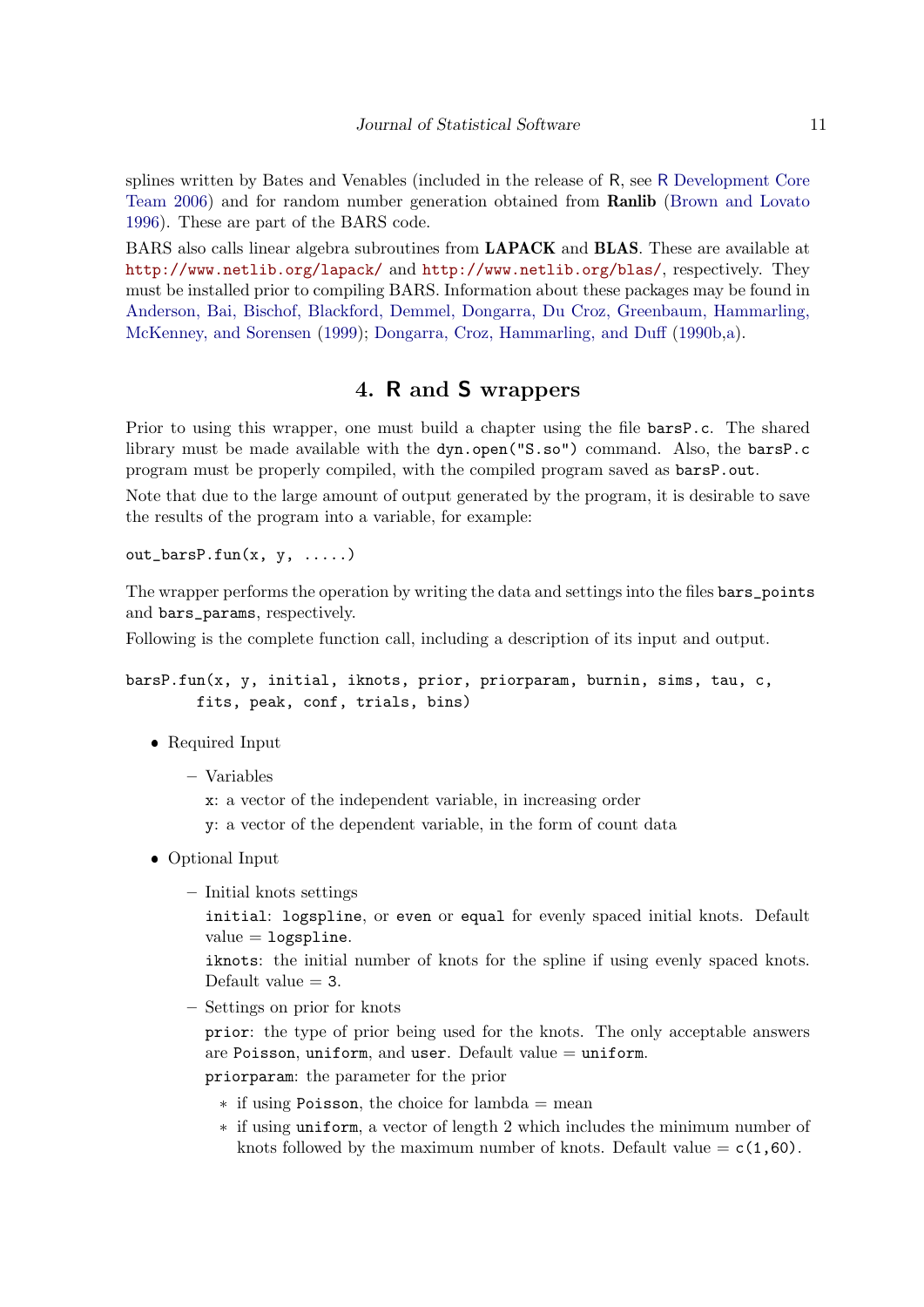splines written by Bates and Venables (included in the release of R, see R Development Core Team 2006) and for random number generation obtained from **Ranlib** (Brown and Lovato 1996). These are part of the BARS code.

BARS also calls linear algebra subroutines from **LAPACK** and **BLAS**. These are available at http://www.netlib.org/lapack/ and http://www.netlib.org/blas/, respectively. They must be installed prior to compiling BARS. Information about these packages may be found in Anderson, Bai, Bischof, Blackford, Demmel, Dongarra, Du Croz, Greenbaum, Hammarling, McKenney, and Sorensen (1999); Dongarra, Croz, Hammarling, and Duff (1990b,a).

## 4. R and S wrappers

Prior to using this wrapper, one must build a chapter using the file `barsP.c`. The shared library must be made available with the `dyn.open("S.so")` command. Also, the `barsP.c` program must be properly compiled, with the compiled program saved as `barsP.out`.

Note that due to the large amount of output generated by the program, it is desirable to save the results of the program into a variable, for example:

```
out_barsP.fun(x, y, .....)
```

The wrapper performs the operation by writing the data and settings into the files `bars_points` and `bars_params`, respectively.

Following is the complete function call, including a description of its input and output.

```
barsP.fun(x, y, initial, iknots, prior, priorparam, burnin, sims, tau, c,
        fits, peak, conf, trials, bins)
```

- Required Input
  - Variables

    `x`: a vector of the independent variable, in increasing order

    `y`: a vector of the dependent variable, in the form of count data
- Optional Input
  - Initial knots settings

    `initial`: `logspline`, or `even` or `equal` for evenly spaced initial knots. Default value = `logspline`.

    `iknots`: the initial number of knots for the spline if using evenly spaced knots. Default value = `3`.
  - Settings on prior for knots

    `prior`: the type of prior being used for the knots. The only acceptable answers are `Poisson`, `uniform`, and `user`. Default value = `uniform`.

    `priorparam`: the parameter for the prior

    - if using `Poisson`, the choice for lambda = mean
    - if using `uniform`, a vector of length 2 which includes the minimum number of knots followed by the maximum number of knots. Default value = `c(1,60)`.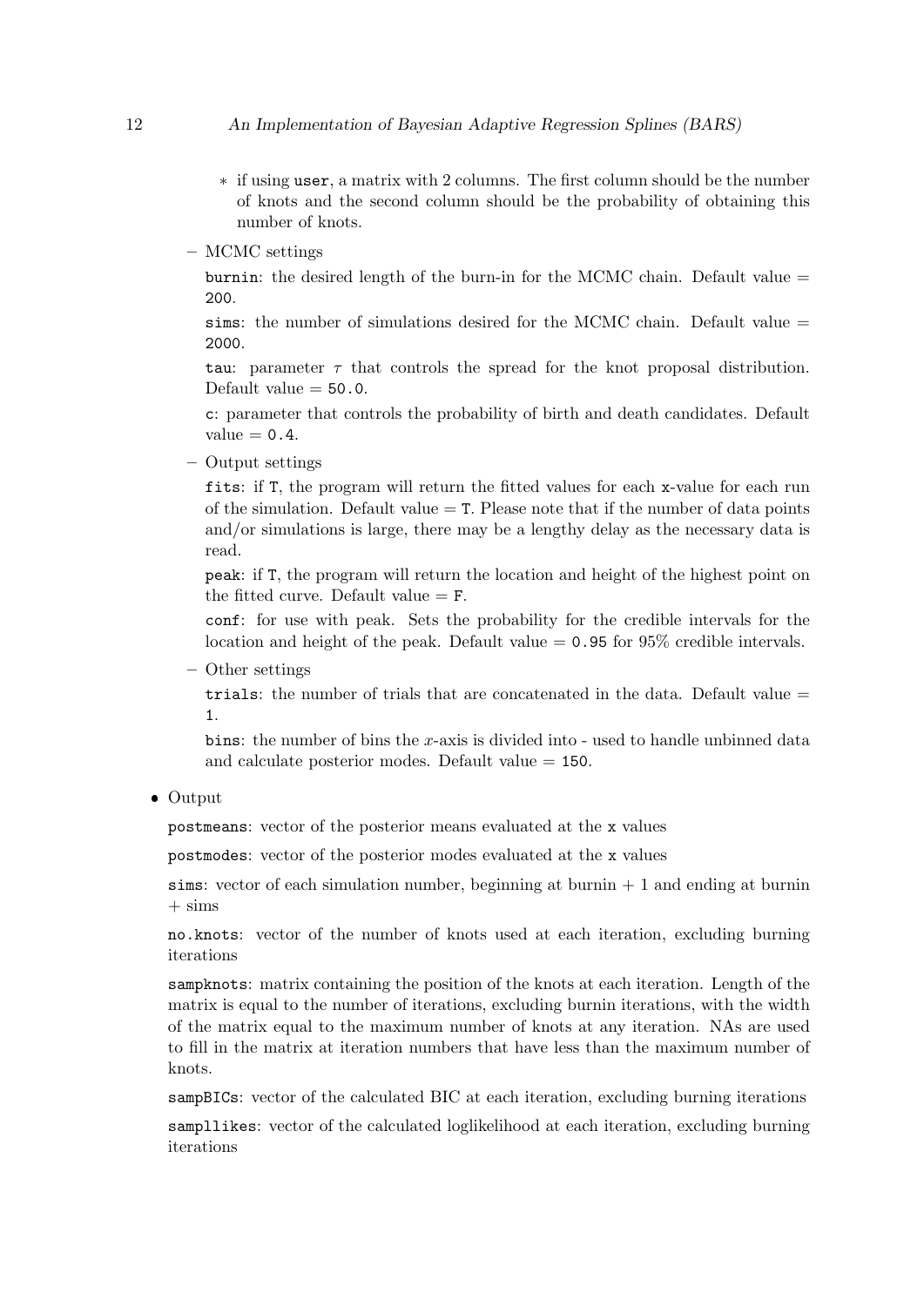* if using `user`, a matrix with 2 columns. The first column should be the number of knots and the second column should be the probability of obtaining this number of knots.

  – MCMC settings

    `burnin`: the desired length of the burn-in for the MCMC chain. Default value = `200`.

    `sims`: the number of simulations desired for the MCMC chain. Default value = `2000`.

    `tau`: parameter $\tau$ that controls the spread for the knot proposal distribution. Default value = `50.0`.

    `c`: parameter that controls the probability of birth and death candidates. Default value = `0.4`.

  – Output settings

    `fits`: if `T`, the program will return the fitted values for each `x`-value for each run of the simulation. Default value = `T`. Please note that if the number of data points and/or simulations is large, there may be a lengthy delay as the necessary data is read.

    `peak`: if `T`, the program will return the location and height of the highest point on the fitted curve. Default value = `F`.

    `conf`: for use with peak. Sets the probability for the credible intervals for the location and height of the peak. Default value = `0.95` for 95% credible intervals.

  – Other settings

    `trials`: the number of trials that are concatenated in the data. Default value = `1`.

    `bins`: the number of bins the $x$-axis is divided into - used to handle unbinned data and calculate posterior modes. Default value = `150`.

- Output

  `postmeans`: vector of the posterior means evaluated at the `x` values

  `postmodes`: vector of the posterior modes evaluated at the `x` values

  `sims`: vector of each simulation number, beginning at burnin + 1 and ending at burnin + sims

  `no.knots`: vector of the number of knots used at each iteration, excluding burning iterations

  `sampknots`: matrix containing the position of the knots at each iteration. Length of the matrix is equal to the number of iterations, excluding burnin iterations, with the width of the matrix equal to the maximum number of knots at any iteration. NAs are used to fill in the matrix at iteration numbers that have less than the maximum number of knots.

  `sampBICs`: vector of the calculated BIC at each iteration, excluding burning iterations

  `sampllikes`: vector of the calculated loglikelihood at each iteration, excluding burning iterations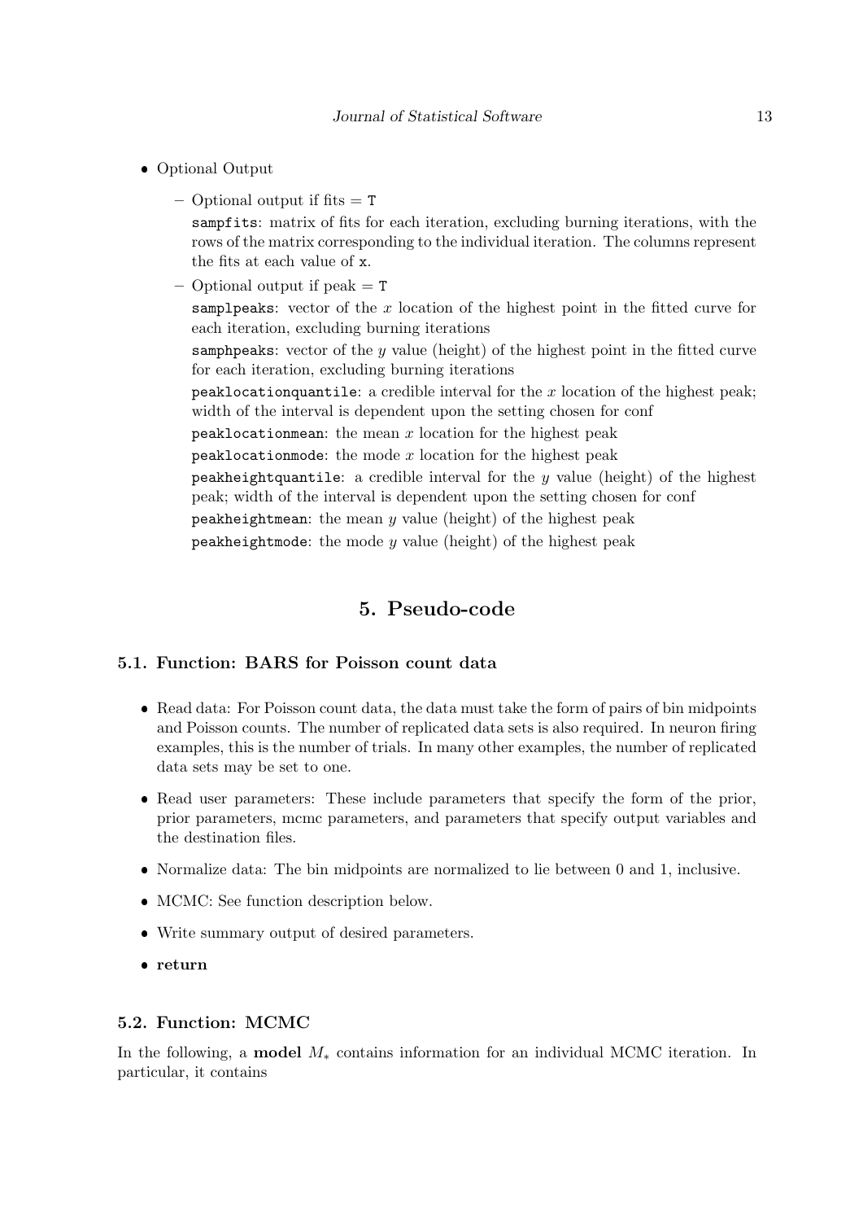- Optional Output
  - Optional output if fits = `T`

    `sampfits`: matrix of fits for each iteration, excluding burning iterations, with the rows of the matrix corresponding to the individual iteration. The columns represent the fits at each value of `x`.

  - Optional output if peak = `T`

    `samplpeaks`: vector of the $x$ location of the highest point in the fitted curve for each iteration, excluding burning iterations

    `samphpeaks`: vector of the $y$ value (height) of the highest point in the fitted curve for each iteration, excluding burning iterations

    `peaklocationquantile`: a credible interval for the $x$ location of the highest peak; width of the interval is dependent upon the setting chosen for conf

    `peaklocationmean`: the mean $x$ location for the highest peak

    `peaklocationmode`: the mode $x$ location for the highest peak

    `peakheightquantile`: a credible interval for the $y$ value (height) of the highest peak; width of the interval is dependent upon the setting chosen for conf

    `peakheightmean`: the mean $y$ value (height) of the highest peak

    `peakheightmode`: the mode $y$ value (height) of the highest peak

# 5. Pseudo-code

## 5.1. Function: BARS for Poisson count data

- Read data: For Poisson count data, the data must take the form of pairs of bin midpoints and Poisson counts. The number of replicated data sets is also required. In neuron firing examples, this is the number of trials. In many other examples, the number of replicated data sets may be set to one.
- Read user parameters: These include parameters that specify the form of the prior, prior parameters, mcmc parameters, and parameters that specify output variables and the destination files.
- Normalize data: The bin midpoints are normalized to lie between 0 and 1, inclusive.
- MCMC: See function description below.
- Write summary output of desired parameters.
- **return**

## 5.2. Function: MCMC

In the following, a **model** $M_*$ contains information for an individual MCMC iteration. In particular, it contains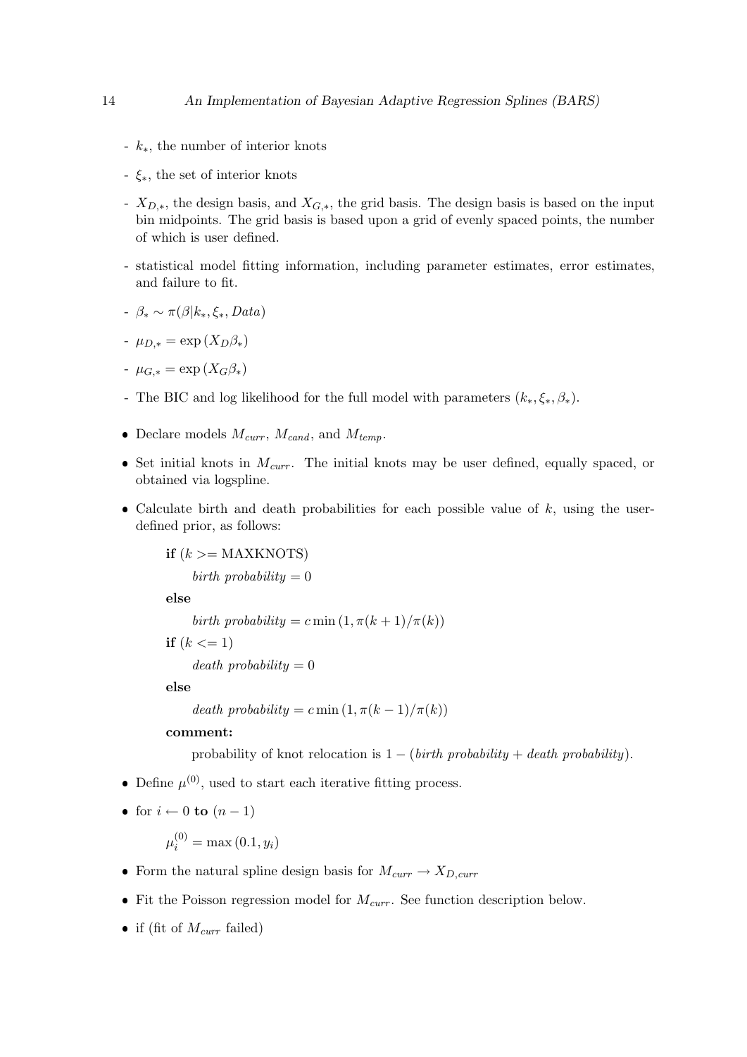- $k_*$, the number of interior knots

- $\xi_*$, the set of interior knots

- $X_{D,*}$, the design basis, and $X_{G,*}$, the grid basis. The design basis is based on the input bin midpoints. The grid basis is based upon a grid of evenly spaced points, the number of which is user defined.

- statistical model fitting information, including parameter estimates, error estimates, and failure to fit.

- $\beta_* \sim \pi(\beta | k_*, \xi_*, Data)$

- $\mu_{D,*} = \exp(X_D \beta_*)$

- $\mu_{G,*} = \exp(X_G \beta_*)$

- The BIC and log likelihood for the full model with parameters $(k_*, \xi_*, \beta_*)$.

- Declare models $M_{curr}$, $M_{cand}$, and $M_{temp}$.
- Set initial knots in $M_{curr}$. The initial knots may be user defined, equally spaced, or obtained via logspline.
- Calculate birth and death probabilities for each possible value of $k$, using the user-defined prior, as follows:

  **if** ($k >=$ MAXKNOTS)

  *birth probability* $= 0$

  **else**

  *birth probability* $= c \min(1, \pi(k+1)/\pi(k))$

  **if** ($k <= 1$)

  *death probability* $= 0$

  **else**

  *death probability* $= c \min(1, \pi(k-1)/\pi(k))$

  **comment:**

  probability of knot relocation is $1 - ($*birth probability* $+$ *death probability*$)$.

- Define $\mu^{(0)}$, used to start each iterative fitting process.
- for $i \leftarrow 0$ **to** $(n-1)$

  $\mu_i^{(0)} = \max(0.1, y_i)$

- Form the natural spline design basis for $M_{curr} \rightarrow X_{D,curr}$
- Fit the Poisson regression model for $M_{curr}$. See function description below.
- if (fit of $M_{curr}$ failed)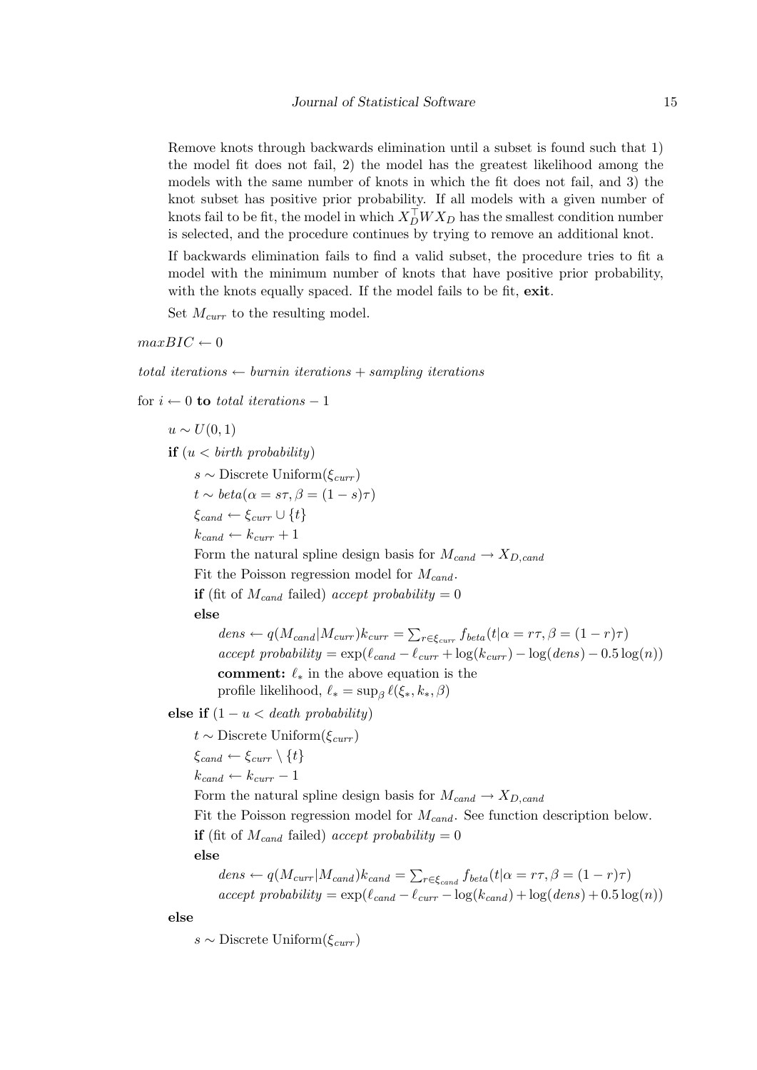Remove knots through backwards elimination until a subset is found such that 1) the model fit does not fail, 2) the model has the greatest likelihood among the models with the same number of knots in which the fit does not fail, and 3) the knot subset has positive prior probability. If all models with a given number of knots fail to be fit, the model in which $X_D^\top W X_D$ has the smallest condition number is selected, and the procedure continues by trying to remove an additional knot.

If backwards elimination fails to find a valid subset, the procedure tries to fit a model with the minimum number of knots that have positive prior probability, with the knots equally spaced. If the model fails to be fit, **exit**.

Set $M_{curr}$ to the resulting model.

$maxBIC \leftarrow 0$

$total\ iterations \leftarrow burnin\ iterations + sampling\ iterations$

for $i \leftarrow 0$ **to** $total\ iterations - 1$

$u \sim U(0, 1)$

**if** ($u < birth\ probability$)

$s \sim$ Discrete Uniform($\xi_{curr}$)

$t \sim beta(\alpha = s\tau, \beta = (1 - s)\tau)$

$\xi_{cand} \leftarrow \xi_{curr} \cup \{t\}$

$k_{cand} \leftarrow k_{curr} + 1$

Form the natural spline design basis for $M_{cand} \rightarrow X_{D,cand}$

Fit the Poisson regression model for $M_{cand}$.

**if** (fit of $M_{cand}$ failed) $accept\ probability = 0$

**else**

$dens \leftarrow q(M_{cand}|M_{curr})k_{curr} = \sum_{r \in \xi_{curr}} f_{beta}(t|\alpha = r\tau, \beta = (1 - r)\tau)$

$accept\ probability = \exp(\ell_{cand} - \ell_{curr} + \log(k_{curr}) - \log(dens) - 0.5 \log(n))$

**comment:** $\ell_*$ in the above equation is the profile likelihood, $\ell_* = \sup_\beta \ell(\xi_*, k_*, \beta)$

**else if** ($1 - u < death\ probability$)

$t \sim$ Discrete Uniform($\xi_{curr}$)

$\xi_{cand} \leftarrow \xi_{curr} \setminus \{t\}$

$k_{cand} \leftarrow k_{curr} - 1$

Form the natural spline design basis for $M_{cand} \rightarrow X_{D,cand}$

Fit the Poisson regression model for $M_{cand}$. See function description below.

**if** (fit of $M_{cand}$ failed) $accept\ probability = 0$

**else**

$dens \leftarrow q(M_{curr}|M_{cand})k_{cand} = \sum_{r \in \xi_{cand}} f_{beta}(t|\alpha = r\tau, \beta = (1 - r)\tau)$

$accept\ probability = \exp(\ell_{cand} - \ell_{curr} - \log(k_{cand}) + \log(dens) + 0.5 \log(n))$

**else**

$s \sim$ Discrete Uniform($\xi_{curr}$)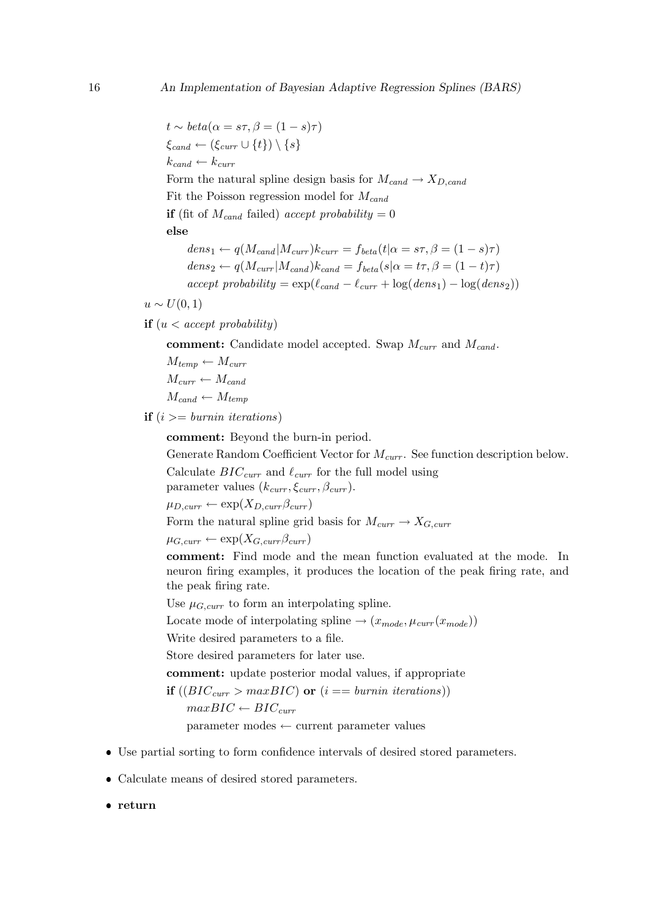$t \sim beta(\alpha = s\tau, \beta = (1-s)\tau)$

$\xi_{cand} \leftarrow (\xi_{curr} \cup \{t\}) \setminus \{s\}$

$k_{cand} \leftarrow k_{curr}$

Form the natural spline design basis for $M_{cand} \rightarrow X_{D,cand}$

Fit the Poisson regression model for $M_{cand}$

**if** (fit of $M_{cand}$ failed) *accept probability* $= 0$

**else**

$dens_1 \leftarrow q(M_{cand}|M_{curr})k_{curr} = f_{beta}(t|\alpha = s\tau, \beta = (1-s)\tau)$

$dens_2 \leftarrow q(M_{curr}|M_{cand})k_{cand} = f_{beta}(s|\alpha = t\tau, \beta = (1-t)\tau)$

*accept probability* $= \exp(\ell_{cand} - \ell_{curr} + \log(dens_1) - \log(dens_2))$

$u \sim U(0,1)$

**if** ($u <$ *accept probability*)

**comment:** Candidate model accepted. Swap $M_{curr}$ and $M_{cand}$.

$M_{temp} \leftarrow M_{curr}$

$M_{curr} \leftarrow M_{cand}$

$M_{cand} \leftarrow M_{temp}$

**if** ($i >=$ *burnin iterations*)

**comment:** Beyond the burn-in period.

Generate Random Coefficient Vector for $M_{curr}$. See function description below.

Calculate $BIC_{curr}$ and $\ell_{curr}$ for the full model using parameter values $(k_{curr}, \xi_{curr}, \beta_{curr})$.

$\mu_{D,curr} \leftarrow \exp(X_{D,curr}\beta_{curr})$

Form the natural spline grid basis for $M_{curr} \rightarrow X_{G,curr}$

$\mu_{G,curr} \leftarrow \exp(X_{G,curr}\beta_{curr})$

**comment:** Find mode and the mean function evaluated at the mode. In neuron firing examples, it produces the location of the peak firing rate, and the peak firing rate.

Use $\mu_{G,curr}$ to form an interpolating spline.

Locate mode of interpolating spline $\rightarrow (x_{mode}, \mu_{curr}(x_{mode}))$

Write desired parameters to a file.

Store desired parameters for later use.

**comment:** update posterior modal values, if appropriate

**if** (($BIC_{curr} > maxBIC$) **or** ($i ==$ *burnin iterations*))

$maxBIC \leftarrow BIC_{curr}$

parameter modes $\leftarrow$ current parameter values

- Use partial sorting to form confidence intervals of desired stored parameters.
- Calculate means of desired stored parameters.
- **return**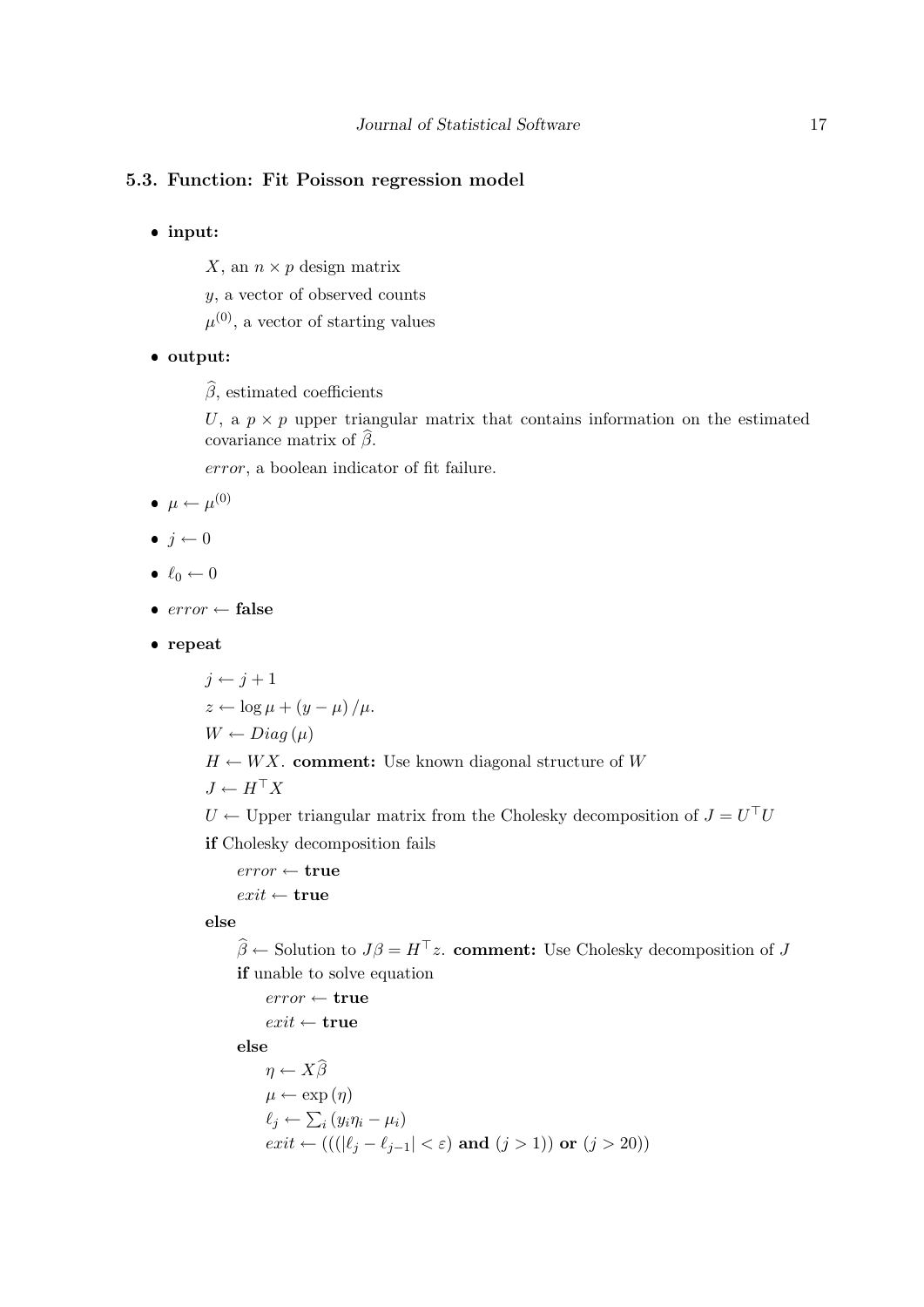### 5.3. Function: Fit Poisson regression model

- **input:**

  $X$, an $n \times p$ design matrix

  $y$, a vector of observed counts

  $\mu^{(0)}$, a vector of starting values

- **output:**

  $\widehat{\beta}$, estimated coefficients

  $U$, a $p \times p$ upper triangular matrix that contains information on the estimated covariance matrix of $\widehat{\beta}$.

  *error*, a boolean indicator of fit failure.

- $\mu \leftarrow \mu^{(0)}$
- $j \leftarrow 0$
- $\ell_0 \leftarrow 0$
- $error \leftarrow$ **false**
- **repeat**

  $j \leftarrow j + 1$

  $z \leftarrow \log \mu + (y - \mu) / \mu.$

  $W \leftarrow Diag(\mu)$

  $H \leftarrow WX$. **comment:** Use known diagonal structure of $W$

  $J \leftarrow H^\top X$

  $U \leftarrow$ Upper triangular matrix from the Cholesky decomposition of $J = U^\top U$

  **if** Cholesky decomposition fails

  &nbsp;&nbsp;&nbsp;&nbsp;$error \leftarrow$ **true**

  &nbsp;&nbsp;&nbsp;&nbsp;$exit \leftarrow$ **true**

  **else**

  &nbsp;&nbsp;&nbsp;&nbsp;$\widehat{\beta} \leftarrow$ Solution to $J\beta = H^\top z$. **comment:** Use Cholesky decomposition of $J$

  &nbsp;&nbsp;&nbsp;&nbsp;**if** unable to solve equation

  &nbsp;&nbsp;&nbsp;&nbsp;&nbsp;&nbsp;&nbsp;&nbsp;$error \leftarrow$ **true**

  &nbsp;&nbsp;&nbsp;&nbsp;&nbsp;&nbsp;&nbsp;&nbsp;$exit \leftarrow$ **true**

  &nbsp;&nbsp;&nbsp;&nbsp;**else**

  &nbsp;&nbsp;&nbsp;&nbsp;&nbsp;&nbsp;&nbsp;&nbsp;$\eta \leftarrow X\widehat{\beta}$

  &nbsp;&nbsp;&nbsp;&nbsp;&nbsp;&nbsp;&nbsp;&nbsp;$\mu \leftarrow \exp(\eta)$

  &nbsp;&nbsp;&nbsp;&nbsp;&nbsp;&nbsp;&nbsp;&nbsp;$\ell_j \leftarrow \sum_i (y_i \eta_i - \mu_i)$

  &nbsp;&nbsp;&nbsp;&nbsp;&nbsp;&nbsp;&nbsp;&nbsp;$exit \leftarrow (((|\ell_j - \ell_{j-1}| < \varepsilon)$ **and** $(j > 1))$ **or** $(j > 20))$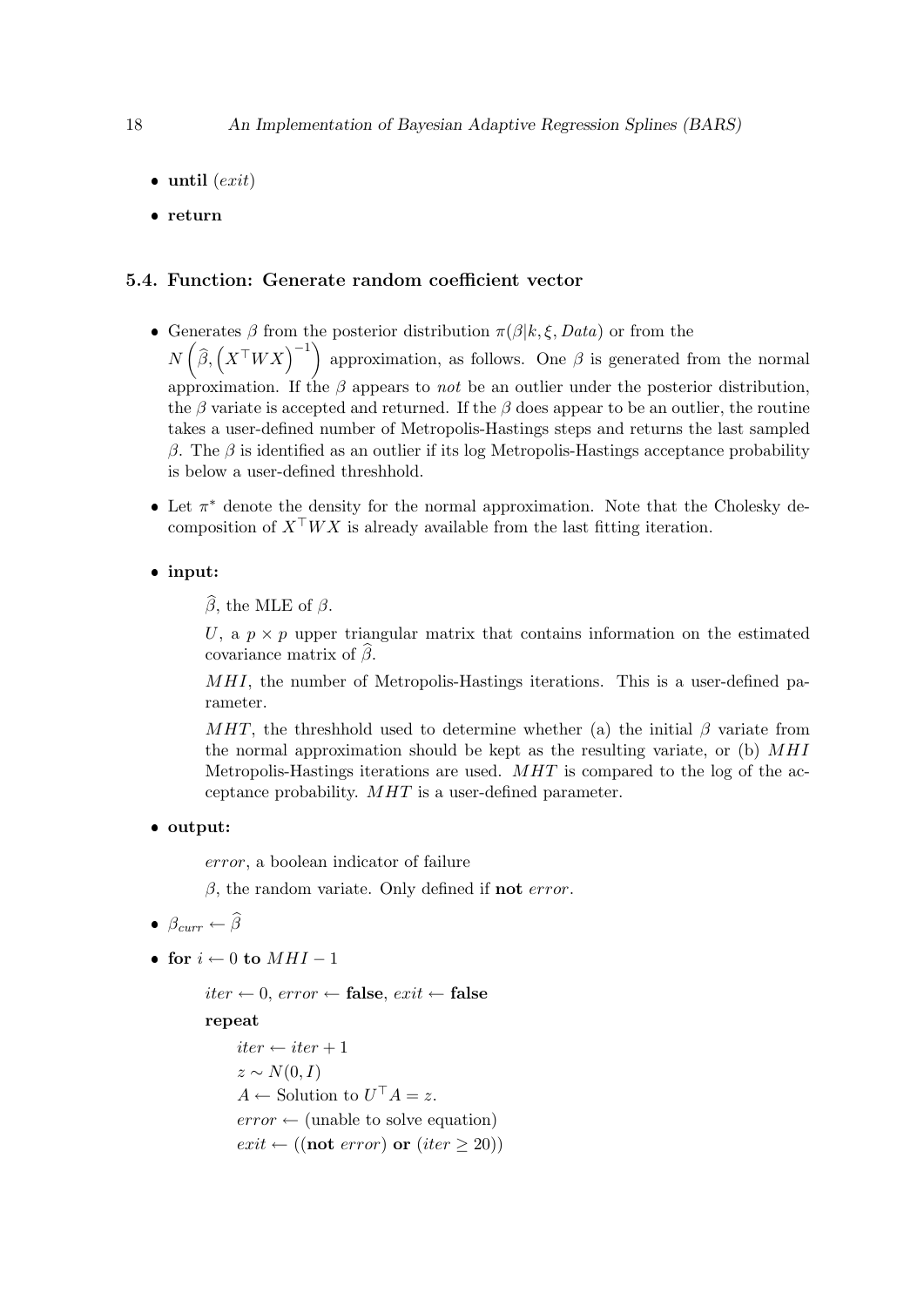- **until** (*exit*)
- **return**

### 5.4. Function: Generate random coefficient vector

- Generates $\beta$ from the posterior distribution $\pi(\beta|k, \xi, Data)$ or from the $N\left(\widehat{\beta}, \left(X^\top W X\right)^{-1}\right)$ approximation, as follows. One $\beta$ is generated from the normal approximation. If the $\beta$ appears to *not* be an outlier under the posterior distribution, the $\beta$ variate is accepted and returned. If the $\beta$ does appear to be an outlier, the routine takes a user-defined number of Metropolis-Hastings steps and returns the last sampled $\beta$. The $\beta$ is identified as an outlier if its log Metropolis-Hastings acceptance probability is below a user-defined threshhold.
- Let $\pi^*$ denote the density for the normal approximation. Note that the Cholesky decomposition of $X^\top W X$ is already available from the last fitting iteration.
- **input:**

  $\widehat{\beta}$, the MLE of $\beta$.

  $U$, a $p \times p$ upper triangular matrix that contains information on the estimated covariance matrix of $\widehat{\beta}$.

  $MHI$, the number of Metropolis-Hastings iterations. This is a user-defined parameter.

  $MHT$, the threshhold used to determine whether (a) the initial $\beta$ variate from the normal approximation should be kept as the resulting variate, or (b) $MHI$ Metropolis-Hastings iterations are used. $MHT$ is compared to the log of the acceptance probability. $MHT$ is a user-defined parameter.

- **output:**

  *error*, a boolean indicator of failure

  $\beta$, the random variate. Only defined if **not** *error*.

- $\beta_{curr} \leftarrow \widehat{\beta}$
- **for** $i \leftarrow 0$ **to** $MHI - 1$

  $iter \leftarrow 0$, $error \leftarrow$ **false**, $exit \leftarrow$ **false**

  **repeat**

  $iter \leftarrow iter + 1$

  $z \sim N(0, I)$

  $A \leftarrow$ Solution to $U^\top A = z$.

  $error \leftarrow$ (unable to solve equation)

  $exit \leftarrow$ ((**not** $error$) **or** ($iter \geq 20$))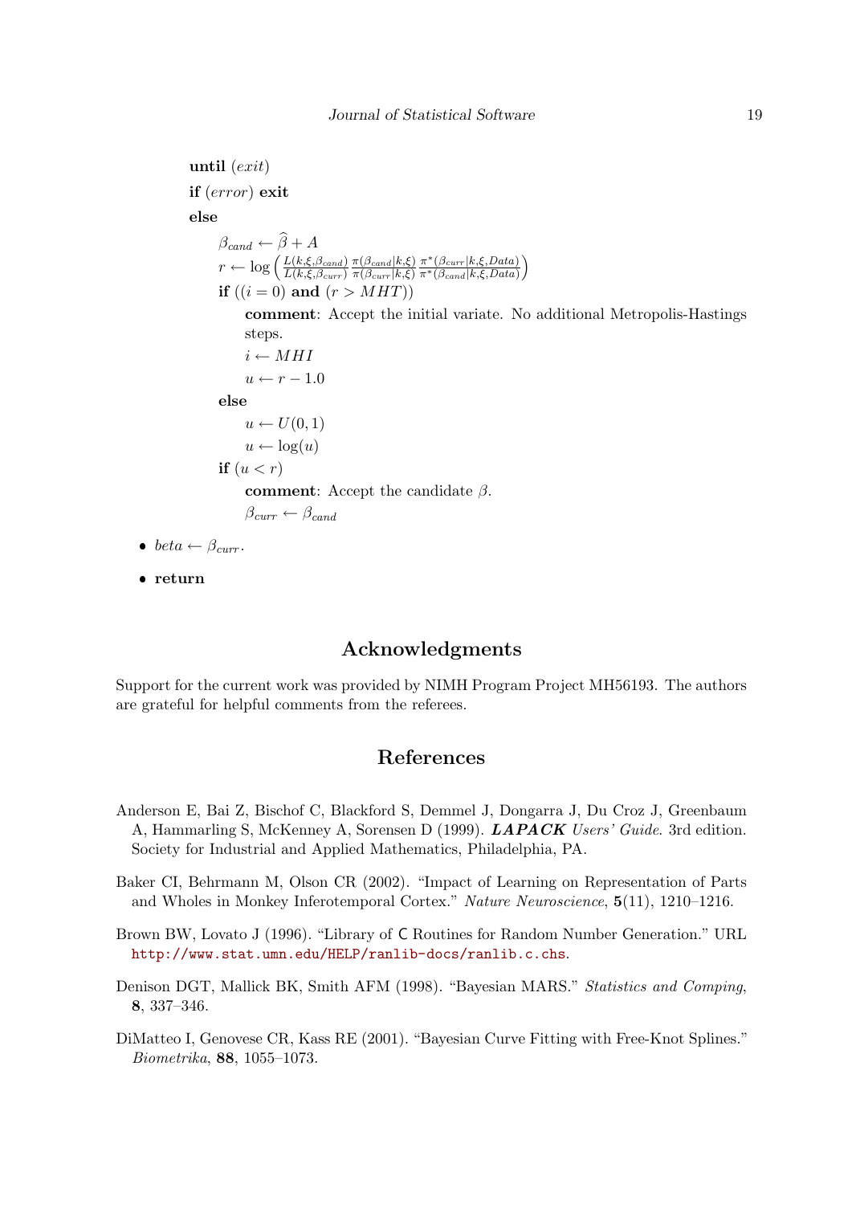**until** $(exit)$

**if** $(error)$ **exit**

**else**

$\beta_{cand} \leftarrow \widehat{\beta} + A$

$r \leftarrow \log\left(\frac{L(k,\xi,\beta_{cand})}{L(k,\xi,\beta_{curr})} \frac{\pi(\beta_{cand}|k,\xi)}{\pi(\beta_{curr}|k,\xi)} \frac{\pi^*(\beta_{curr}|k,\xi,Data)}{\pi^*(\beta_{cand}|k,\xi,Data)}\right)$

**if** $((i = 0)$ **and** $(r > MHT))$

**comment**: Accept the initial variate. No additional Metropolis-Hastings steps.

$i \leftarrow MHI$

$u \leftarrow r - 1.0$

**else**

$u \leftarrow U(0, 1)$

$u \leftarrow \log(u)$

**if** $(u < r)$

**comment**: Accept the candidate $\beta$.

$\beta_{curr} \leftarrow \beta_{cand}$

- $beta \leftarrow \beta_{curr}$.
- **return**

## Acknowledgments

Support for the current work was provided by NIMH Program Project MH56193. The authors are grateful for helpful comments from the referees.

## References

Anderson E, Bai Z, Bischof C, Blackford S, Demmel J, Dongarra J, Du Croz J, Greenbaum A, Hammarling S, McKenney A, Sorensen D (1999). ***LAPACK** Users' Guide*. 3rd edition. Society for Industrial and Applied Mathematics, Philadelphia, PA.

Baker CI, Behrmann M, Olson CR (2002). "Impact of Learning on Representation of Parts and Wholes in Monkey Inferotemporal Cortex." *Nature Neuroscience*, **5**(11), 1210–1216.

Brown BW, Lovato J (1996). "Library of C Routines for Random Number Generation." URL http://www.stat.umn.edu/HELP/ranlib-docs/ranlib.c.chs.

Denison DGT, Mallick BK, Smith AFM (1998). "Bayesian MARS." *Statistics and Comping*, **8**, 337–346.

DiMatteo I, Genovese CR, Kass RE (2001). "Bayesian Curve Fitting with Free-Knot Splines." *Biometrika*, **88**, 1055–1073.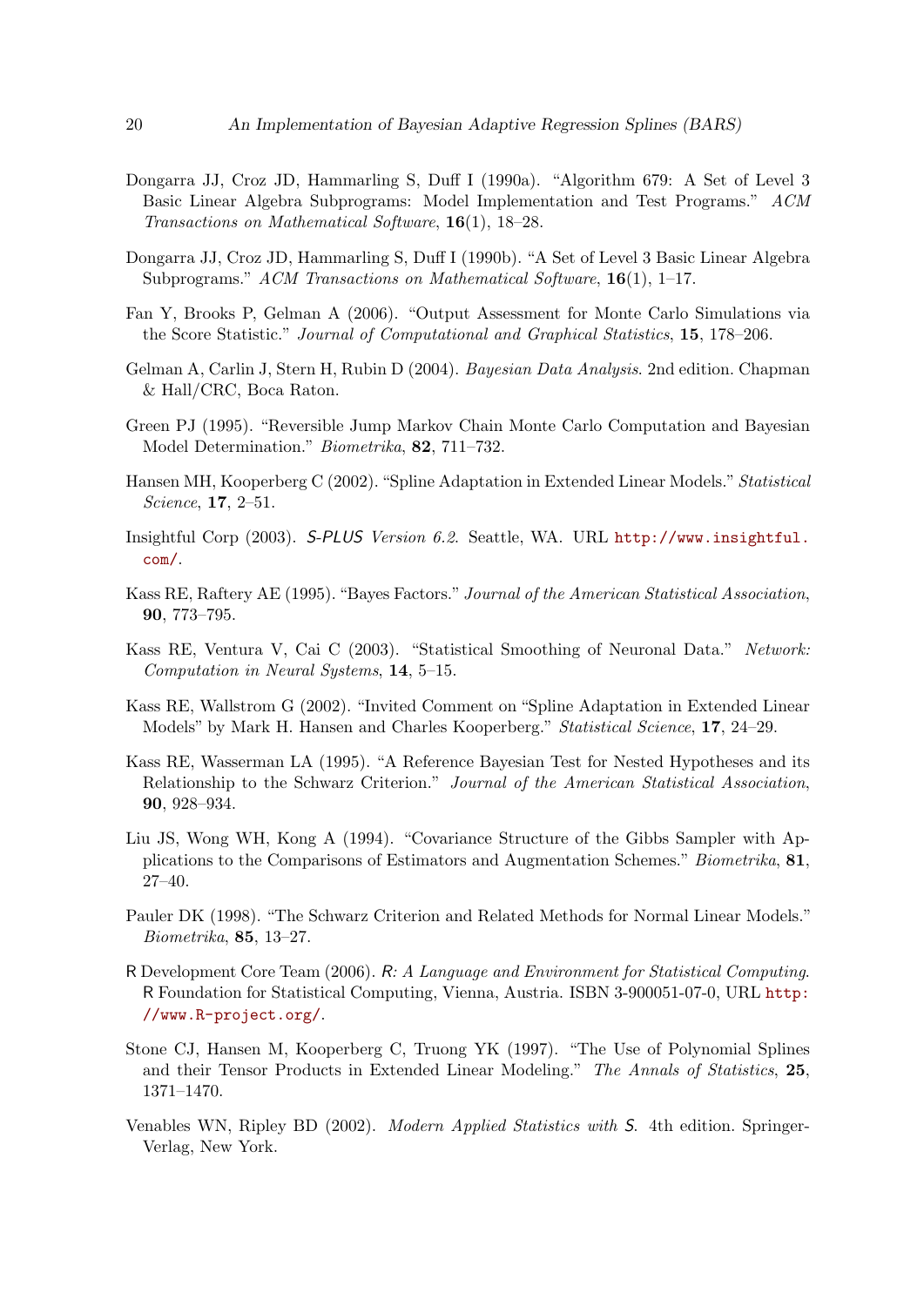Dongarra JJ, Croz JD, Hammarling S, Duff I (1990a). "Algorithm 679: A Set of Level 3 Basic Linear Algebra Subprograms: Model Implementation and Test Programs." *ACM Transactions on Mathematical Software*, **16**(1), 18–28.

Dongarra JJ, Croz JD, Hammarling S, Duff I (1990b). "A Set of Level 3 Basic Linear Algebra Subprograms." *ACM Transactions on Mathematical Software*, **16**(1), 1–17.

Fan Y, Brooks P, Gelman A (2006). "Output Assessment for Monte Carlo Simulations via the Score Statistic." *Journal of Computational and Graphical Statistics*, **15**, 178–206.

Gelman A, Carlin J, Stern H, Rubin D (2004). *Bayesian Data Analysis*. 2nd edition. Chapman & Hall/CRC, Boca Raton.

Green PJ (1995). "Reversible Jump Markov Chain Monte Carlo Computation and Bayesian Model Determination." *Biometrika*, **82**, 711–732.

Hansen MH, Kooperberg C (2002). "Spline Adaptation in Extended Linear Models." *Statistical Science*, **17**, 2–51.

Insightful Corp (2003). *S-PLUS Version 6.2*. Seattle, WA. URL http://www.insightful.com/.

Kass RE, Raftery AE (1995). "Bayes Factors." *Journal of the American Statistical Association*, **90**, 773–795.

Kass RE, Ventura V, Cai C (2003). "Statistical Smoothing of Neuronal Data." *Network: Computation in Neural Systems*, **14**, 5–15.

Kass RE, Wallstrom G (2002). "Invited Comment on "Spline Adaptation in Extended Linear Models" by Mark H. Hansen and Charles Kooperberg." *Statistical Science*, **17**, 24–29.

Kass RE, Wasserman LA (1995). "A Reference Bayesian Test for Nested Hypotheses and its Relationship to the Schwarz Criterion." *Journal of the American Statistical Association*, **90**, 928–934.

Liu JS, Wong WH, Kong A (1994). "Covariance Structure of the Gibbs Sampler with Applications to the Comparisons of Estimators and Augmentation Schemes." *Biometrika*, **81**, 27–40.

Pauler DK (1998). "The Schwarz Criterion and Related Methods for Normal Linear Models." *Biometrika*, **85**, 13–27.

R Development Core Team (2006). *R: A Language and Environment for Statistical Computing*. R Foundation for Statistical Computing, Vienna, Austria. ISBN 3-900051-07-0, URL http://www.R-project.org/.

Stone CJ, Hansen M, Kooperberg C, Truong YK (1997). "The Use of Polynomial Splines and their Tensor Products in Extended Linear Modeling." *The Annals of Statistics*, **25**, 1371–1470.

Venables WN, Ripley BD (2002). *Modern Applied Statistics with S*. 4th edition. Springer-Verlag, New York.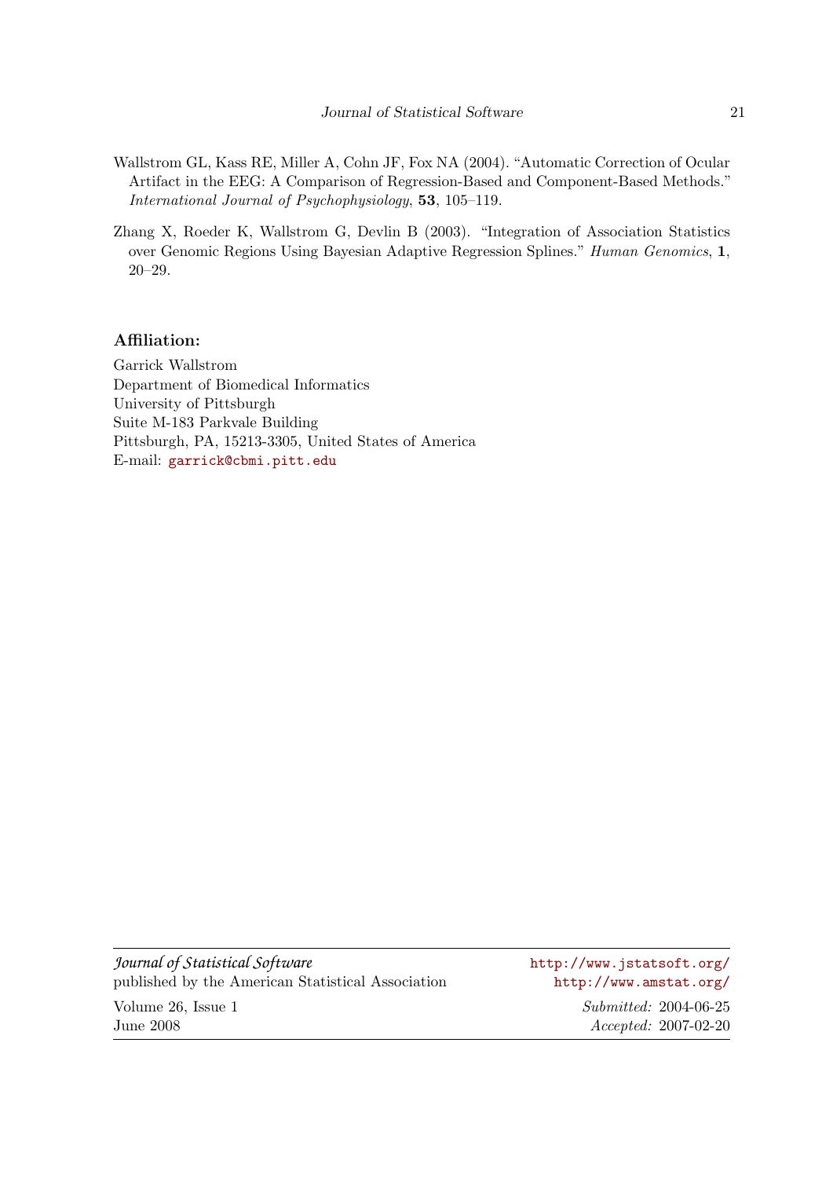Wallstrom GL, Kass RE, Miller A, Cohn JF, Fox NA (2004). "Automatic Correction of Ocular Artifact in the EEG: A Comparison of Regression-Based and Component-Based Methods." *International Journal of Psychophysiology*, **53**, 105–119.

Zhang X, Roeder K, Wallstrom G, Devlin B (2003). "Integration of Association Statistics over Genomic Regions Using Bayesian Adaptive Regression Splines." *Human Genomics*, **1**, 20–29.

**Affiliation:**

Garrick Wallstrom
Department of Biomedical Informatics
University of Pittsburgh
Suite M-183 Parkvale Building
Pittsburgh, PA, 15213-3305, United States of America
E-mail: garrick@cbmi.pitt.edu